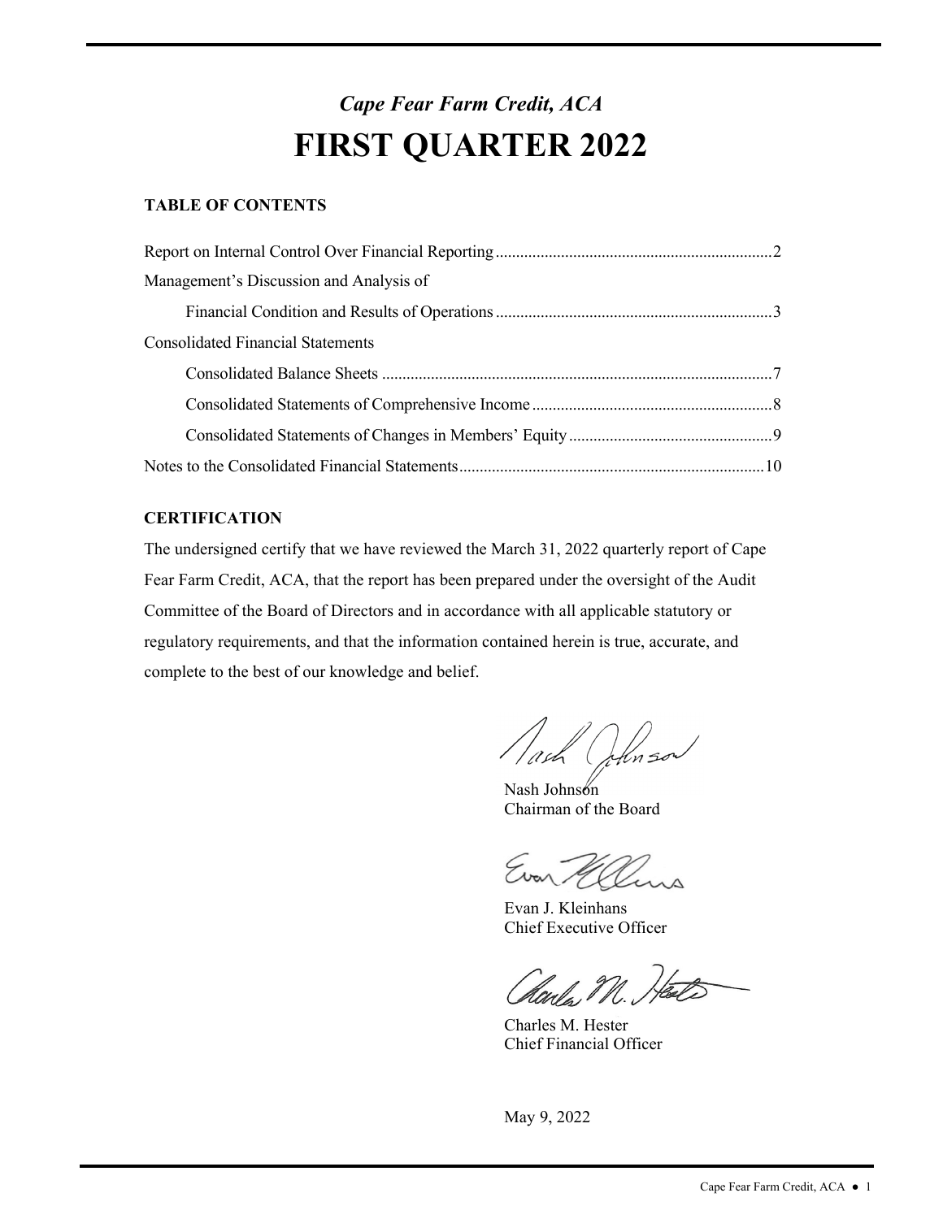# *Cape Fear Farm Credit, ACA*

# FIRST QUARTER 2022

**TABLE OF CONTENTS**

| | |
|---|---|
| Report on Internal Control Over Financial Reporting | 2 |
| Management's Discussion and Analysis of | |
| Financial Condition and Results of Operations | 3 |
| Consolidated Financial Statements | |
| Consolidated Balance Sheets | 7 |
| Consolidated Statements of Comprehensive Income | 8 |
| Consolidated Statements of Changes in Members' Equity | 9 |
| Notes to the Consolidated Financial Statements | 10 |

**CERTIFICATION**

The undersigned certify that we have reviewed the March 31, 2022 quarterly report of Cape Fear Farm Credit, ACA, that the report has been prepared under the oversight of the Audit Committee of the Board of Directors and in accordance with all applicable statutory or regulatory requirements, and that the information contained herein is true, accurate, and complete to the best of our knowledge and belief.

Nash Johnson
Chairman of the Board

Evan J. Kleinhans
Chief Executive Officer

Charles M. Hester
Chief Financial Officer

May 9, 2022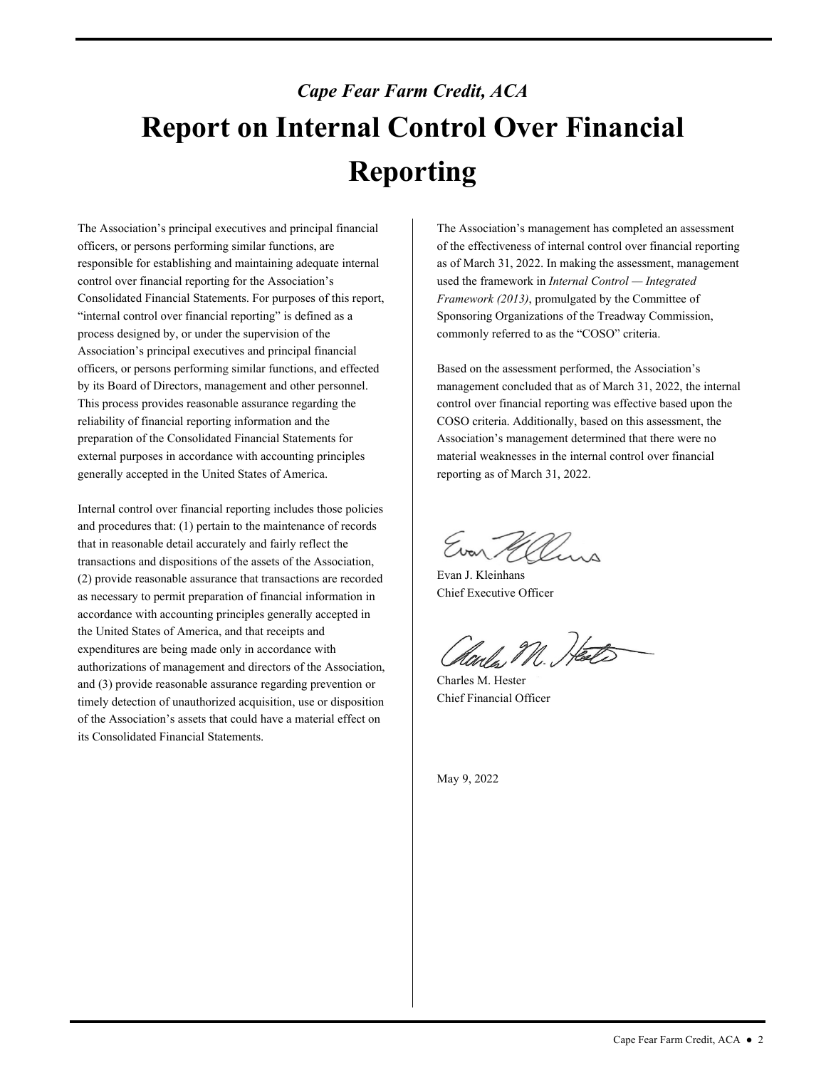*Cape Fear Farm Credit, ACA*

# Report on Internal Control Over Financial Reporting

The Association's principal executives and principal financial officers, or persons performing similar functions, are responsible for establishing and maintaining adequate internal control over financial reporting for the Association's Consolidated Financial Statements. For purposes of this report, "internal control over financial reporting" is defined as a process designed by, or under the supervision of the Association's principal executives and principal financial officers, or persons performing similar functions, and effected by its Board of Directors, management and other personnel. This process provides reasonable assurance regarding the reliability of financial reporting information and the preparation of the Consolidated Financial Statements for external purposes in accordance with accounting principles generally accepted in the United States of America.

Internal control over financial reporting includes those policies and procedures that: (1) pertain to the maintenance of records that in reasonable detail accurately and fairly reflect the transactions and dispositions of the assets of the Association, (2) provide reasonable assurance that transactions are recorded as necessary to permit preparation of financial information in accordance with accounting principles generally accepted in the United States of America, and that receipts and expenditures are being made only in accordance with authorizations of management and directors of the Association, and (3) provide reasonable assurance regarding prevention or timely detection of unauthorized acquisition, use or disposition of the Association's assets that could have a material effect on its Consolidated Financial Statements.

The Association's management has completed an assessment of the effectiveness of internal control over financial reporting as of March 31, 2022. In making the assessment, management used the framework in *Internal Control — Integrated Framework (2013)*, promulgated by the Committee of Sponsoring Organizations of the Treadway Commission, commonly referred to as the "COSO" criteria.

Based on the assessment performed, the Association's management concluded that as of March 31, 2022, the internal control over financial reporting was effective based upon the COSO criteria. Additionally, based on this assessment, the Association's management determined that there were no material weaknesses in the internal control over financial reporting as of March 31, 2022.

Evan J. Kleinhans
Chief Executive Officer

Charles M. Hester
Chief Financial Officer

May 9, 2022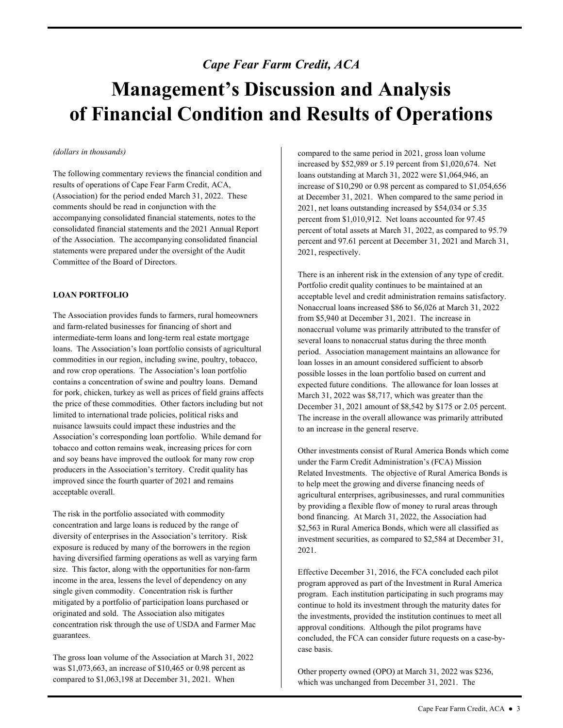*Cape Fear Farm Credit, ACA*

# Management's Discussion and Analysis of Financial Condition and Results of Operations

*(dollars in thousands)*

The following commentary reviews the financial condition and results of operations of Cape Fear Farm Credit, ACA, (Association) for the period ended March 31, 2022. These comments should be read in conjunction with the accompanying consolidated financial statements, notes to the consolidated financial statements and the 2021 Annual Report of the Association. The accompanying consolidated financial statements were prepared under the oversight of the Audit Committee of the Board of Directors.

**LOAN PORTFOLIO**

The Association provides funds to farmers, rural homeowners and farm-related businesses for financing of short and intermediate-term loans and long-term real estate mortgage loans. The Association's loan portfolio consists of agricultural commodities in our region, including swine, poultry, tobacco, and row crop operations. The Association's loan portfolio contains a concentration of swine and poultry loans. Demand for pork, chicken, turkey as well as prices of field grains affects the price of these commodities. Other factors including but not limited to international trade policies, political risks and nuisance lawsuits could impact these industries and the Association's corresponding loan portfolio. While demand for tobacco and cotton remains weak, increasing prices for corn and soy beans have improved the outlook for many row crop producers in the Association's territory. Credit quality has improved since the fourth quarter of 2021 and remains acceptable overall.

The risk in the portfolio associated with commodity concentration and large loans is reduced by the range of diversity of enterprises in the Association's territory. Risk exposure is reduced by many of the borrowers in the region having diversified farming operations as well as varying farm size. This factor, along with the opportunities for non-farm income in the area, lessens the level of dependency on any single given commodity. Concentration risk is further mitigated by a portfolio of participation loans purchased or originated and sold. The Association also mitigates concentration risk through the use of USDA and Farmer Mac guarantees.

The gross loan volume of the Association at March 31, 2022 was $1,073,663, an increase of $10,465 or 0.98 percent as compared to $1,063,198 at December 31, 2021. When compared to the same period in 2021, gross loan volume increased by $52,989 or 5.19 percent from $1,020,674. Net loans outstanding at March 31, 2022 were $1,064,946, an increase of $10,290 or 0.98 percent as compared to $1,054,656 at December 31, 2021. When compared to the same period in 2021, net loans outstanding increased by $54,034 or 5.35 percent from $1,010,912. Net loans accounted for 97.45 percent of total assets at March 31, 2022, as compared to 95.79 percent and 97.61 percent at December 31, 2021 and March 31, 2021, respectively.

There is an inherent risk in the extension of any type of credit. Portfolio credit quality continues to be maintained at an acceptable level and credit administration remains satisfactory. Nonaccrual loans increased $86 to $6,026 at March 31, 2022 from $5,940 at December 31, 2021. The increase in nonaccrual volume was primarily attributed to the transfer of several loans to nonaccrual status during the three month period. Association management maintains an allowance for loan losses in an amount considered sufficient to absorb possible losses in the loan portfolio based on current and expected future conditions. The allowance for loan losses at March 31, 2022 was $8,717, which was greater than the December 31, 2021 amount of $8,542 by $175 or 2.05 percent. The increase in the overall allowance was primarily attributed to an increase in the general reserve.

Other investments consist of Rural America Bonds which come under the Farm Credit Administration's (FCA) Mission Related Investments. The objective of Rural America Bonds is to help meet the growing and diverse financing needs of agricultural enterprises, agribusinesses, and rural communities by providing a flexible flow of money to rural areas through bond financing. At March 31, 2022, the Association had $2,563 in Rural America Bonds, which were all classified as investment securities, as compared to $2,584 at December 31, 2021.

Effective December 31, 2016, the FCA concluded each pilot program approved as part of the Investment in Rural America program. Each institution participating in such programs may continue to hold its investment through the maturity dates for the investments, provided the institution continues to meet all approval conditions. Although the pilot programs have concluded, the FCA can consider future requests on a case-by-case basis.

Other property owned (OPO) at March 31, 2022 was $236, which was unchanged from December 31, 2021. The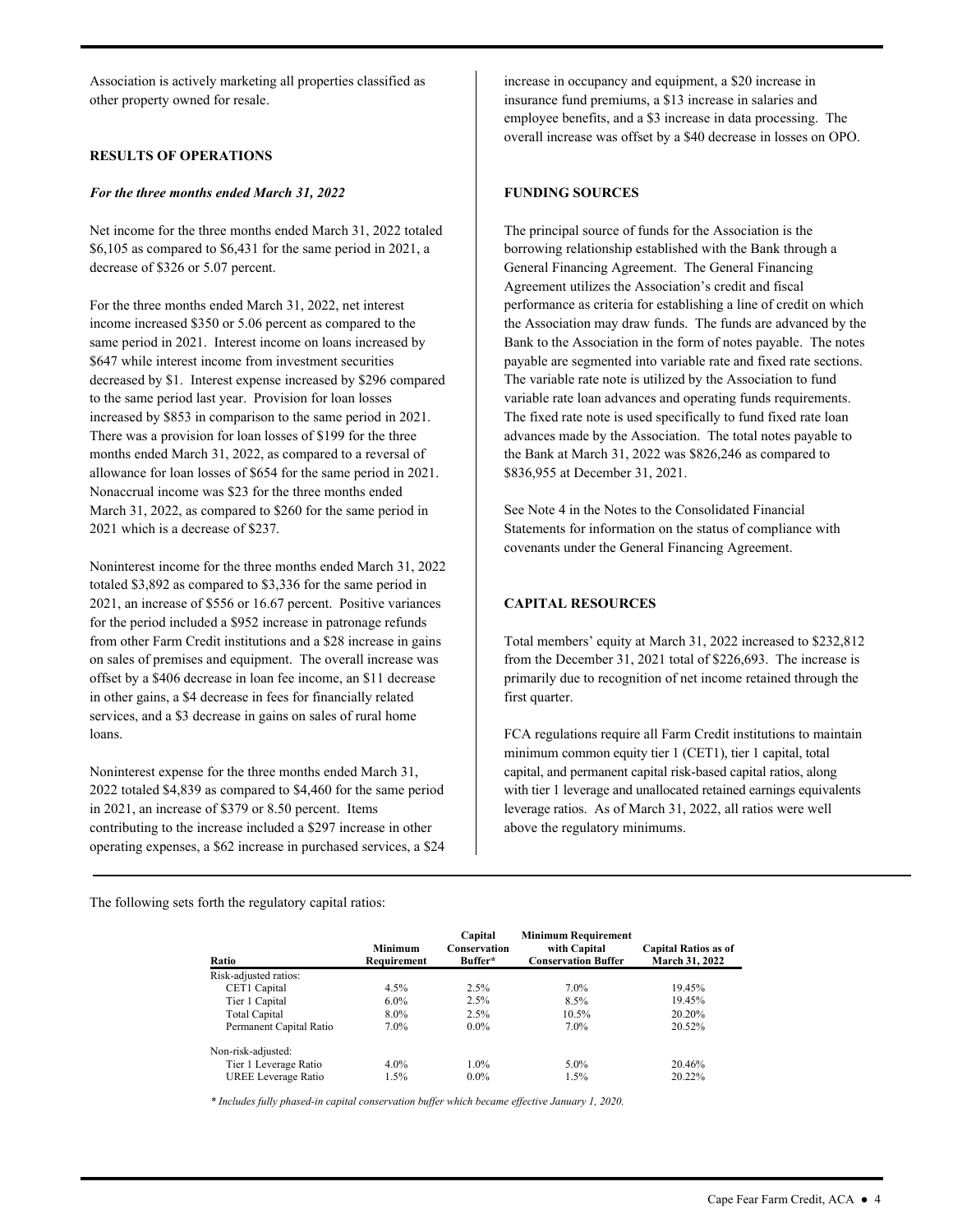Association is actively marketing all properties classified as other property owned for resale.

## RESULTS OF OPERATIONS

***For the three months ended March 31, 2022***

Net income for the three months ended March 31, 2022 totaled $6,105 as compared to $6,431 for the same period in 2021, a decrease of $326 or 5.07 percent.

For the three months ended March 31, 2022, net interest income increased $350 or 5.06 percent as compared to the same period in 2021. Interest income on loans increased by $647 while interest income from investment securities decreased by $1. Interest expense increased by $296 compared to the same period last year. Provision for loan losses increased by $853 in comparison to the same period in 2021. There was a provision for loan losses of $199 for the three months ended March 31, 2022, as compared to a reversal of allowance for loan losses of $654 for the same period in 2021. Nonaccrual income was $23 for the three months ended March 31, 2022, as compared to $260 for the same period in 2021 which is a decrease of $237.

Noninterest income for the three months ended March 31, 2022 totaled $3,892 as compared to $3,336 for the same period in 2021, an increase of $556 or 16.67 percent. Positive variances for the period included a $952 increase in patronage refunds from other Farm Credit institutions and a $28 increase in gains on sales of premises and equipment. The overall increase was offset by a $406 decrease in loan fee income, an $11 decrease in other gains, a $4 decrease in fees for financially related services, and a $3 decrease in gains on sales of rural home loans.

Noninterest expense for the three months ended March 31, 2022 totaled $4,839 as compared to $4,460 for the same period in 2021, an increase of $379 or 8.50 percent. Items contributing to the increase included a $297 increase in other operating expenses, a $62 increase in purchased services, a $24 increase in occupancy and equipment, a $20 increase in insurance fund premiums, a $13 increase in salaries and employee benefits, and a $3 increase in data processing. The overall increase was offset by a $40 decrease in losses on OPO.

## FUNDING SOURCES

The principal source of funds for the Association is the borrowing relationship established with the Bank through a General Financing Agreement. The General Financing Agreement utilizes the Association's credit and fiscal performance as criteria for establishing a line of credit on which the Association may draw funds. The funds are advanced by the Bank to the Association in the form of notes payable. The notes payable are segmented into variable rate and fixed rate sections. The variable rate note is utilized by the Association to fund variable rate loan advances and operating funds requirements. The fixed rate note is used specifically to fund fixed rate loan advances made by the Association. The total notes payable to the Bank at March 31, 2022 was $826,246 as compared to $836,955 at December 31, 2021.

See Note 4 in the Notes to the Consolidated Financial Statements for information on the status of compliance with covenants under the General Financing Agreement.

## CAPITAL RESOURCES

Total members' equity at March 31, 2022 increased to $232,812 from the December 31, 2021 total of $226,693. The increase is primarily due to recognition of net income retained through the first quarter.

FCA regulations require all Farm Credit institutions to maintain minimum common equity tier 1 (CET1), tier 1 capital, total capital, and permanent capital risk-based capital ratios, along with tier 1 leverage and unallocated retained earnings equivalents leverage ratios. As of March 31, 2022, all ratios were well above the regulatory minimums.

The following sets forth the regulatory capital ratios:

| Ratio | Minimum Requirement | Capital Conservation Buffer* | Minimum Requirement with Capital Conservation Buffer | Capital Ratios as of March 31, 2022 |
|---|---|---|---|---|
| Risk-adjusted ratios: | | | | |
| CET1 Capital | 4.5% | 2.5% | 7.0% | 19.45% |
| Tier 1 Capital | 6.0% | 2.5% | 8.5% | 19.45% |
| Total Capital | 8.0% | 2.5% | 10.5% | 20.20% |
| Permanent Capital Ratio | 7.0% | 0.0% | 7.0% | 20.52% |
| Non-risk-adjusted: | | | | |
| Tier 1 Leverage Ratio | 4.0% | 1.0% | 5.0% | 20.46% |
| UREE Leverage Ratio | 1.5% | 0.0% | 1.5% | 20.22% |

*\* Includes fully phased-in capital conservation buffer which became effective January 1, 2020.*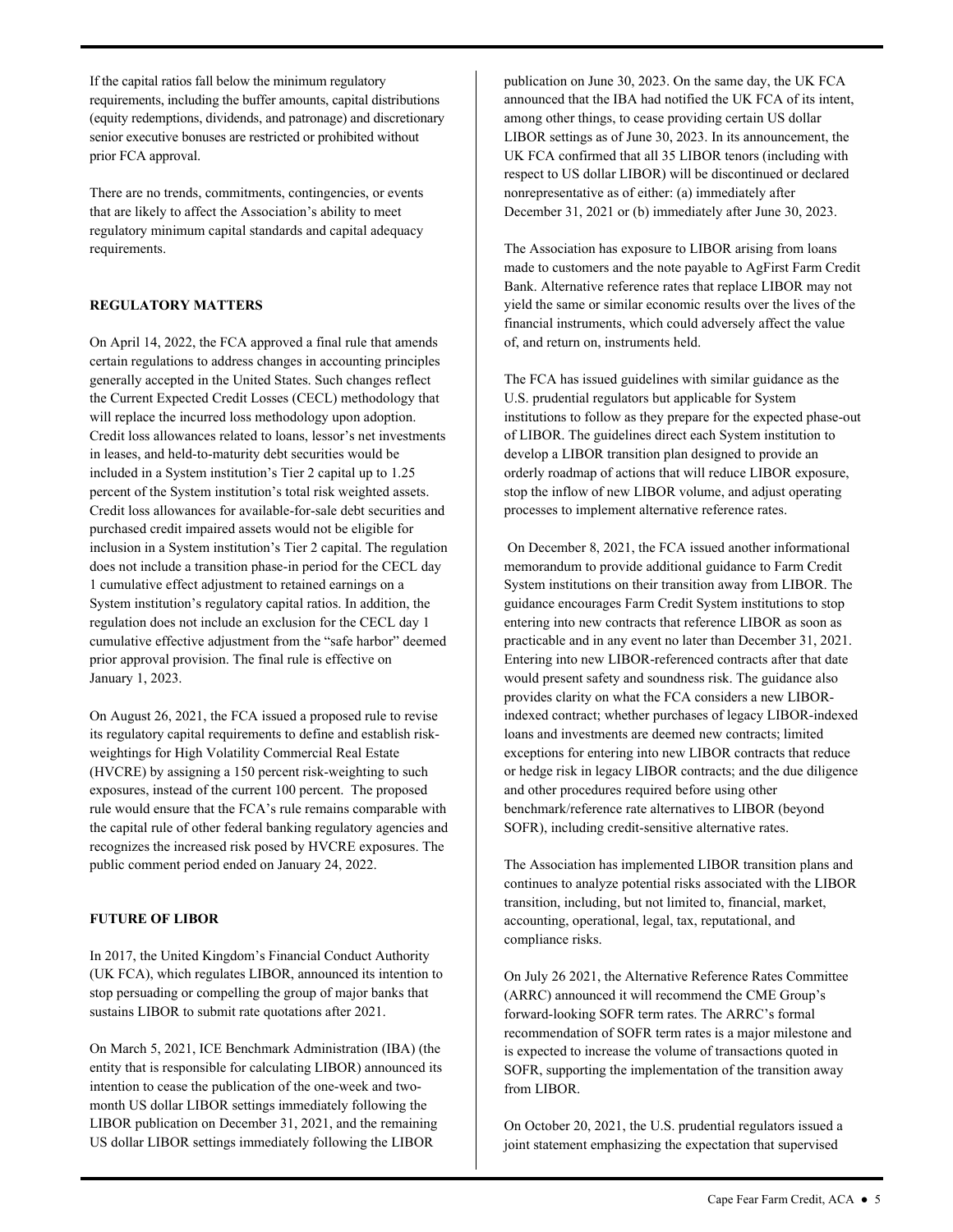If the capital ratios fall below the minimum regulatory requirements, including the buffer amounts, capital distributions (equity redemptions, dividends, and patronage) and discretionary senior executive bonuses are restricted or prohibited without prior FCA approval.

There are no trends, commitments, contingencies, or events that are likely to affect the Association's ability to meet regulatory minimum capital standards and capital adequacy requirements.

## REGULATORY MATTERS

On April 14, 2022, the FCA approved a final rule that amends certain regulations to address changes in accounting principles generally accepted in the United States. Such changes reflect the Current Expected Credit Losses (CECL) methodology that will replace the incurred loss methodology upon adoption. Credit loss allowances related to loans, lessor's net investments in leases, and held-to-maturity debt securities would be included in a System institution's Tier 2 capital up to 1.25 percent of the System institution's total risk weighted assets. Credit loss allowances for available-for-sale debt securities and purchased credit impaired assets would not be eligible for inclusion in a System institution's Tier 2 capital. The regulation does not include a transition phase-in period for the CECL day 1 cumulative effect adjustment to retained earnings on a System institution's regulatory capital ratios. In addition, the regulation does not include an exclusion for the CECL day 1 cumulative effective adjustment from the "safe harbor" deemed prior approval provision. The final rule is effective on January 1, 2023.

On August 26, 2021, the FCA issued a proposed rule to revise its regulatory capital requirements to define and establish risk-weightings for High Volatility Commercial Real Estate (HVCRE) by assigning a 150 percent risk-weighting to such exposures, instead of the current 100 percent. The proposed rule would ensure that the FCA's rule remains comparable with the capital rule of other federal banking regulatory agencies and recognizes the increased risk posed by HVCRE exposures. The public comment period ended on January 24, 2022.

## FUTURE OF LIBOR

In 2017, the United Kingdom's Financial Conduct Authority (UK FCA), which regulates LIBOR, announced its intention to stop persuading or compelling the group of major banks that sustains LIBOR to submit rate quotations after 2021.

On March 5, 2021, ICE Benchmark Administration (IBA) (the entity that is responsible for calculating LIBOR) announced its intention to cease the publication of the one-week and two-month US dollar LIBOR settings immediately following the LIBOR publication on December 31, 2021, and the remaining US dollar LIBOR settings immediately following the LIBOR publication on June 30, 2023. On the same day, the UK FCA announced that the IBA had notified the UK FCA of its intent, among other things, to cease providing certain US dollar LIBOR settings as of June 30, 2023. In its announcement, the UK FCA confirmed that all 35 LIBOR tenors (including with respect to US dollar LIBOR) will be discontinued or declared nonrepresentative as of either: (a) immediately after December 31, 2021 or (b) immediately after June 30, 2023.

The Association has exposure to LIBOR arising from loans made to customers and the note payable to AgFirst Farm Credit Bank. Alternative reference rates that replace LIBOR may not yield the same or similar economic results over the lives of the financial instruments, which could adversely affect the value of, and return on, instruments held.

The FCA has issued guidelines with similar guidance as the U.S. prudential regulators but applicable for System institutions to follow as they prepare for the expected phase-out of LIBOR. The guidelines direct each System institution to develop a LIBOR transition plan designed to provide an orderly roadmap of actions that will reduce LIBOR exposure, stop the inflow of new LIBOR volume, and adjust operating processes to implement alternative reference rates.

On December 8, 2021, the FCA issued another informational memorandum to provide additional guidance to Farm Credit System institutions on their transition away from LIBOR. The guidance encourages Farm Credit System institutions to stop entering into new contracts that reference LIBOR as soon as practicable and in any event no later than December 31, 2021. Entering into new LIBOR-referenced contracts after that date would present safety and soundness risk. The guidance also provides clarity on what the FCA considers a new LIBOR-indexed contract; whether purchases of legacy LIBOR-indexed loans and investments are deemed new contracts; limited exceptions for entering into new LIBOR contracts that reduce or hedge risk in legacy LIBOR contracts; and the due diligence and other procedures required before using other benchmark/reference rate alternatives to LIBOR (beyond SOFR), including credit-sensitive alternative rates.

The Association has implemented LIBOR transition plans and continues to analyze potential risks associated with the LIBOR transition, including, but not limited to, financial, market, accounting, operational, legal, tax, reputational, and compliance risks.

On July 26 2021, the Alternative Reference Rates Committee (ARRC) announced it will recommend the CME Group's forward-looking SOFR term rates. The ARRC's formal recommendation of SOFR term rates is a major milestone and is expected to increase the volume of transactions quoted in SOFR, supporting the implementation of the transition away from LIBOR.

On October 20, 2021, the U.S. prudential regulators issued a joint statement emphasizing the expectation that supervised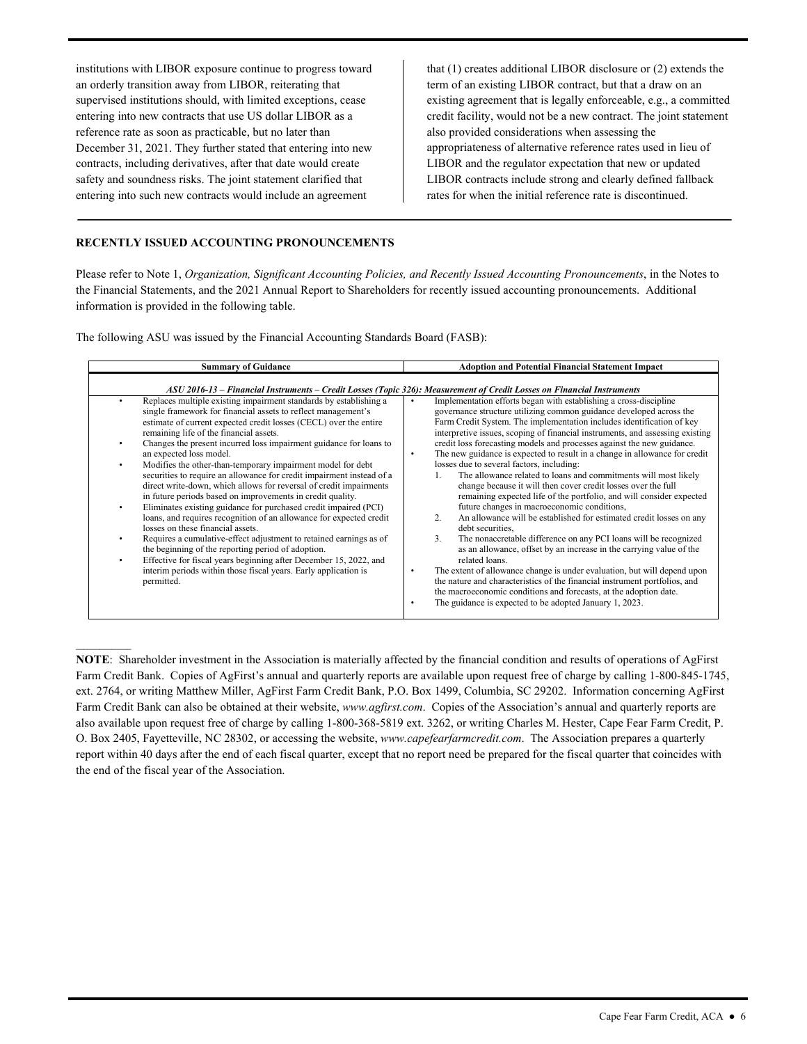institutions with LIBOR exposure continue to progress toward an orderly transition away from LIBOR, reiterating that supervised institutions should, with limited exceptions, cease entering into new contracts that use US dollar LIBOR as a reference rate as soon as practicable, but no later than December 31, 2021. They further stated that entering into new contracts, including derivatives, after that date would create safety and soundness risks. The joint statement clarified that entering into such new contracts would include an agreement that (1) creates additional LIBOR disclosure or (2) extends the term of an existing LIBOR contract, but that a draw on an existing agreement that is legally enforceable, e.g., a committed credit facility, would not be a new contract. The joint statement also provided considerations when assessing the appropriateness of alternative reference rates used in lieu of LIBOR and the regulator expectation that new or updated LIBOR contracts include strong and clearly defined fallback rates for when the initial reference rate is discontinued.

**RECENTLY ISSUED ACCOUNTING PRONOUNCEMENTS**

Please refer to Note 1, *Organization, Significant Accounting Policies, and Recently Issued Accounting Pronouncements*, in the Notes to the Financial Statements, and the 2021 Annual Report to Shareholders for recently issued accounting pronouncements. Additional information is provided in the following table.

The following ASU was issued by the Financial Accounting Standards Board (FASB):

| Summary of Guidance | Adoption and Potential Financial Statement Impact |
|---|---|
| ***ASU 2016-13 – Financial Instruments – Credit Losses (Topic 326): Measurement of Credit Losses on Financial Instruments*** | |
| • Replaces multiple existing impairment standards by establishing a single framework for financial assets to reflect management's estimate of current expected credit losses (CECL) over the entire remaining life of the financial assets.<br>• Changes the present incurred loss impairment guidance for loans to an expected loss model.<br>• Modifies the other-than-temporary impairment model for debt securities to require an allowance for credit impairment instead of a direct write-down, which allows for reversal of credit impairments in future periods based on improvements in credit quality.<br>• Eliminates existing guidance for purchased credit impaired (PCI) loans, and requires recognition of an allowance for expected credit losses on these financial assets.<br>• Requires a cumulative-effect adjustment to retained earnings as of the beginning of the reporting period of adoption.<br>• Effective for fiscal years beginning after December 15, 2022, and interim periods within those fiscal years. Early application is permitted. | • Implementation efforts began with establishing a cross-discipline governance structure utilizing common guidance developed across the Farm Credit System. The implementation includes identification of key interpretive issues, scoping of financial instruments, and assessing existing credit loss forecasting models and processes against the new guidance.<br>• The new guidance is expected to result in a change in allowance for credit losses due to several factors, including:<br>1. The allowance related to loans and commitments will most likely change because it will then cover credit losses over the full remaining expected life of the portfolio, and will consider expected future changes in macroeconomic conditions,<br>2. An allowance will be established for estimated credit losses on any debt securities,<br>3. The nonaccretable difference on any PCI loans will be recognized as an allowance, offset by an increase in the carrying value of the related loans.<br>• The extent of allowance change is under evaluation, but will depend upon the nature and characteristics of the financial instrument portfolios, and the macroeconomic conditions and forecasts, at the adoption date.<br>• The guidance is expected to be adopted January 1, 2023. |

**NOTE**: Shareholder investment in the Association is materially affected by the financial condition and results of operations of AgFirst Farm Credit Bank. Copies of AgFirst's annual and quarterly reports are available upon request free of charge by calling 1-800-845-1745, ext. 2764, or writing Matthew Miller, AgFirst Farm Credit Bank, P.O. Box 1499, Columbia, SC 29202. Information concerning AgFirst Farm Credit Bank can also be obtained at their website, *www.agfirst.com*. Copies of the Association's annual and quarterly reports are also available upon request free of charge by calling 1-800-368-5819 ext. 3262, or writing Charles M. Hester, Cape Fear Farm Credit, P. O. Box 2405, Fayetteville, NC 28302, or accessing the website, *www.capefearfarmcredit.com*. The Association prepares a quarterly report within 40 days after the end of each fiscal quarter, except that no report need be prepared for the fiscal quarter that coincides with the end of the fiscal year of the Association.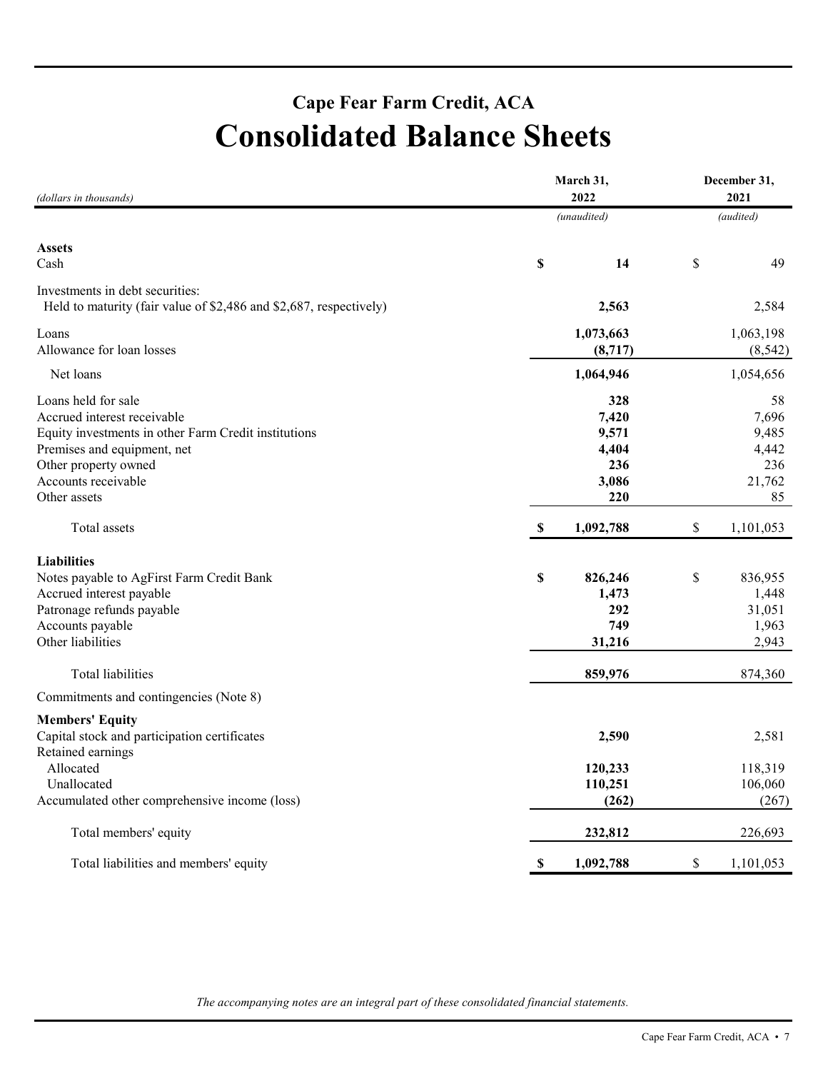# Cape Fear Farm Credit, ACA

# Consolidated Balance Sheets

| *(dollars in thousands)* | March 31, 2022 | December 31, 2021 |
|---|---|---|
| | *(unaudited)* | *(audited)* |
| **Assets** | | |
| Cash | **$ 14** | $ 49 |
| Investments in debt securities: | | |
| Held to maturity (fair value of $2,486 and $2,687, respectively) | **2,563** | 2,584 |
| Loans | **1,073,663** | 1,063,198 |
| Allowance for loan losses | **(8,717)** | (8,542) |
| Net loans | **1,064,946** | 1,054,656 |
| Loans held for sale | **328** | 58 |
| Accrued interest receivable | **7,420** | 7,696 |
| Equity investments in other Farm Credit institutions | **9,571** | 9,485 |
| Premises and equipment, net | **4,404** | 4,442 |
| Other property owned | **236** | 236 |
| Accounts receivable | **3,086** | 21,762 |
| Other assets | **220** | 85 |
| Total assets | **$ 1,092,788** | $ 1,101,053 |
| **Liabilities** | | |
| Notes payable to AgFirst Farm Credit Bank | **$ 826,246** | $ 836,955 |
| Accrued interest payable | **1,473** | 1,448 |
| Patronage refunds payable | **292** | 31,051 |
| Accounts payable | **749** | 1,963 |
| Other liabilities | **31,216** | 2,943 |
| Total liabilities | **859,976** | 874,360 |
| Commitments and contingencies (Note 8) | | |
| **Members' Equity** | | |
| Capital stock and participation certificates | **2,590** | 2,581 |
| Retained earnings | | |
| Allocated | **120,233** | 118,319 |
| Unallocated | **110,251** | 106,060 |
| Accumulated other comprehensive income (loss) | **(262)** | (267) |
| Total members' equity | **232,812** | 226,693 |
| Total liabilities and members' equity | **$ 1,092,788** | $ 1,101,053 |

*The accompanying notes are an integral part of these consolidated financial statements.*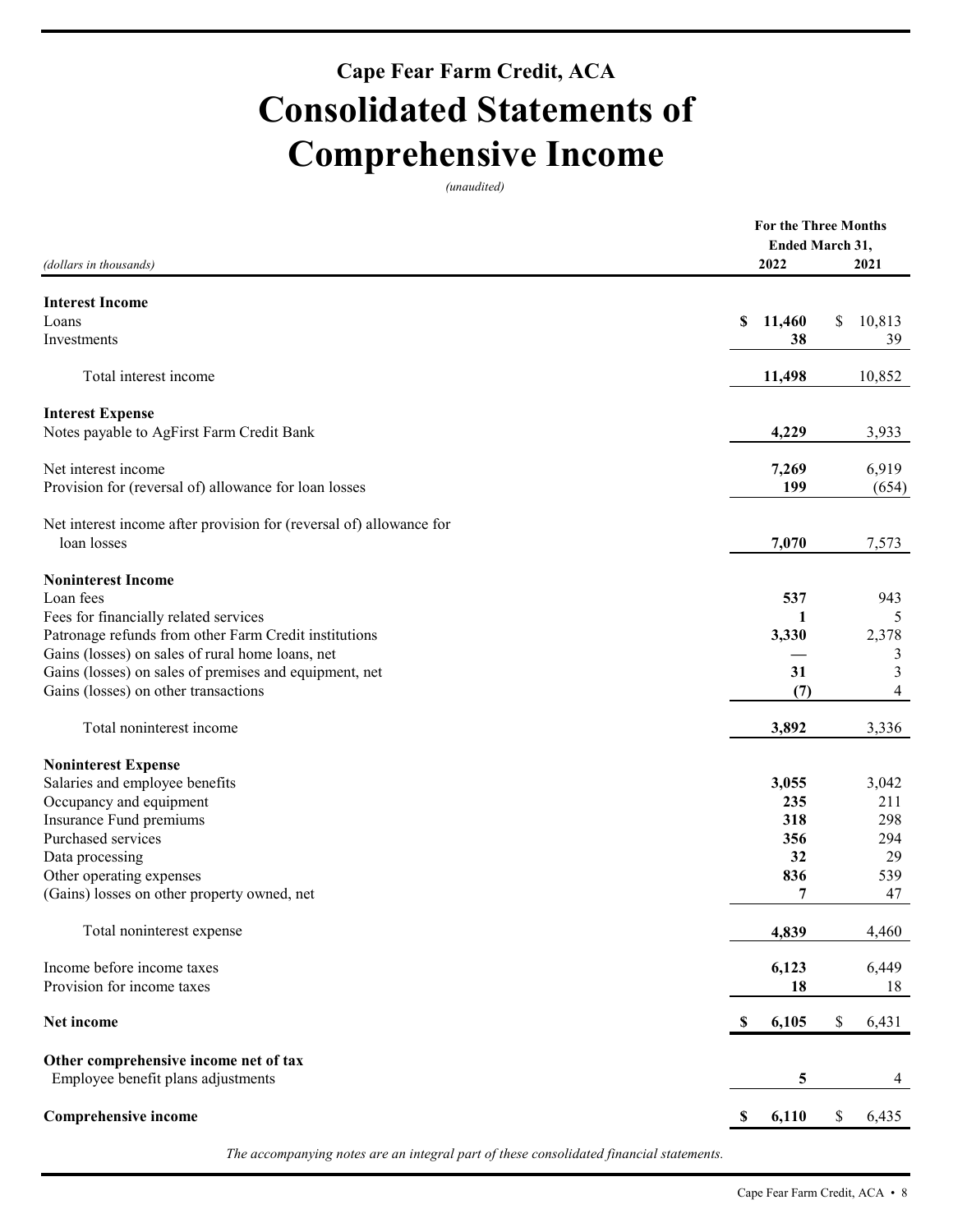# Cape Fear Farm Credit, ACA

# Consolidated Statements of Comprehensive Income

*(unaudited)*

| *(dollars in thousands)* | For the Three Months Ended March 31, 2022 | 2021 |
|---|---|---|
| **Interest Income** | | |
| Loans | **$ 11,460** | $ 10,813 |
| Investments | **38** | 39 |
| Total interest income | **11,498** | 10,852 |
| **Interest Expense** | | |
| Notes payable to AgFirst Farm Credit Bank | **4,229** | 3,933 |
| Net interest income | **7,269** | 6,919 |
| Provision for (reversal of) allowance for loan losses | **199** | (654) |
| Net interest income after provision for (reversal of) allowance for loan losses | **7,070** | 7,573 |
| **Noninterest Income** | | |
| Loan fees | **537** | 943 |
| Fees for financially related services | **1** | 5 |
| Patronage refunds from other Farm Credit institutions | **3,330** | 2,378 |
| Gains (losses) on sales of rural home loans, net | **—** | 3 |
| Gains (losses) on sales of premises and equipment, net | **31** | 3 |
| Gains (losses) on other transactions | **(7)** | 4 |
| Total noninterest income | **3,892** | 3,336 |
| **Noninterest Expense** | | |
| Salaries and employee benefits | **3,055** | 3,042 |
| Occupancy and equipment | **235** | 211 |
| Insurance Fund premiums | **318** | 298 |
| Purchased services | **356** | 294 |
| Data processing | **32** | 29 |
| Other operating expenses | **836** | 539 |
| (Gains) losses on other property owned, net | **7** | 47 |
| Total noninterest expense | **4,839** | 4,460 |
| Income before income taxes | **6,123** | 6,449 |
| Provision for income taxes | **18** | 18 |
| **Net income** | **$ 6,105** | $ 6,431 |
| **Other comprehensive income net of tax** | | |
| Employee benefit plans adjustments | **5** | 4 |
| **Comprehensive income** | **$ 6,110** | $ 6,435 |

*The accompanying notes are an integral part of these consolidated financial statements.*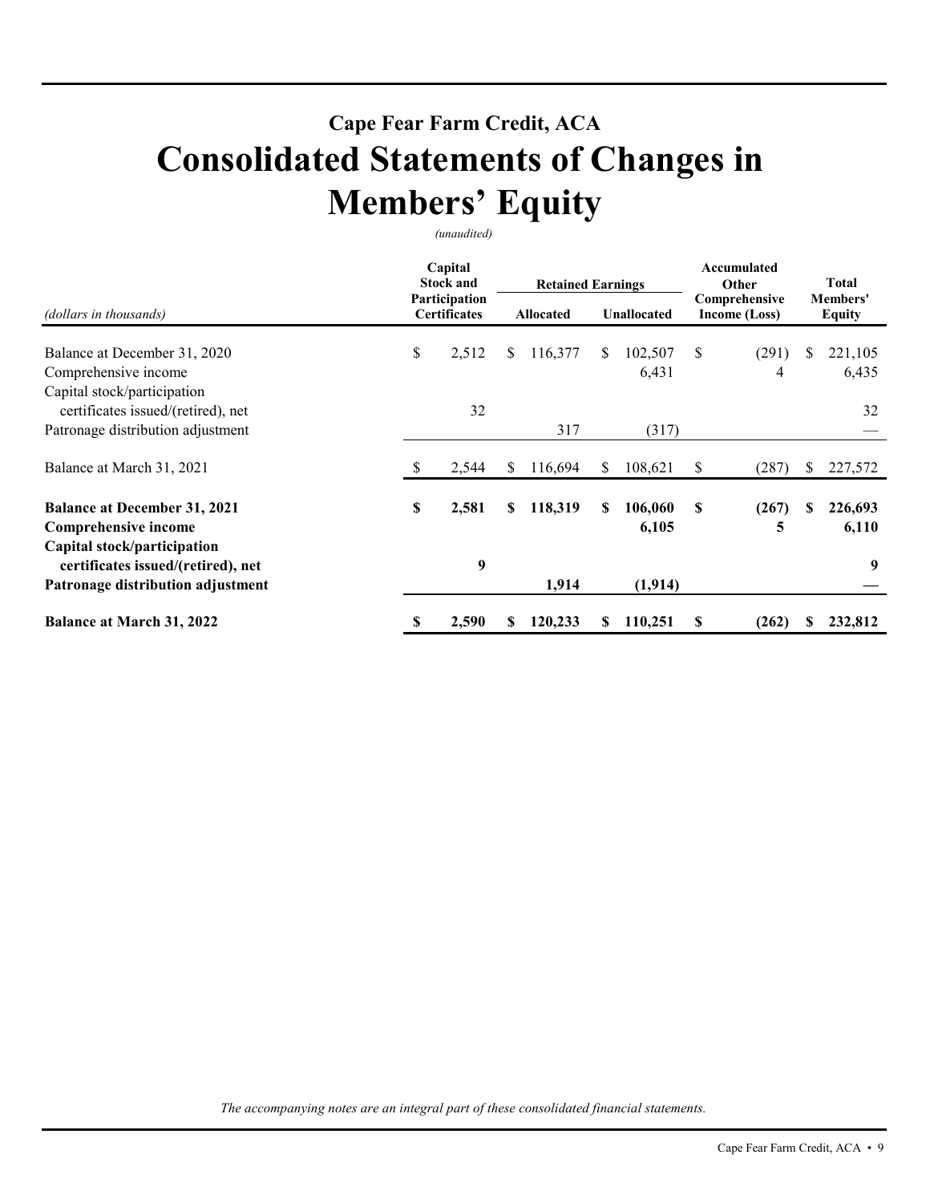# Cape Fear Farm Credit, ACA

# Consolidated Statements of Changes in Members' Equity

*(unaudited)*

| *(dollars in thousands)* | Capital Stock and Participation Certificates | Retained Earnings | | Accumulated Other Comprehensive Income (Loss) | Total Members' Equity |
|---|---|---|---|---|---|
| | | Allocated | Unallocated | | |
| Balance at December 31, 2020 | $ 2,512 | $ 116,377 | $ 102,507 | $ (291) | $ 221,105 |
| Comprehensive income | | | 6,431 | 4 | 6,435 |
| Capital stock/participation certificates issued/(retired), net | 32 | | | | 32 |
| Patronage distribution adjustment | | 317 | (317) | | — |
| Balance at March 31, 2021 | $ 2,544 | $ 116,694 | $ 108,621 | $ (287) | $ 227,572 |
| **Balance at December 31, 2021** | **$ 2,581** | **$ 118,319** | **$ 106,060** | **$ (267)** | **$ 226,693** |
| **Comprehensive income** | | | **6,105** | **5** | **6,110** |
| **Capital stock/participation certificates issued/(retired), net** | **9** | | | | **9** |
| **Patronage distribution adjustment** | | **1,914** | **(1,914)** | | **—** |
| **Balance at March 31, 2022** | **$ 2,590** | **$ 120,233** | **$ 110,251** | **$ (262)** | **$ 232,812** |

*The accompanying notes are an integral part of these consolidated financial statements.*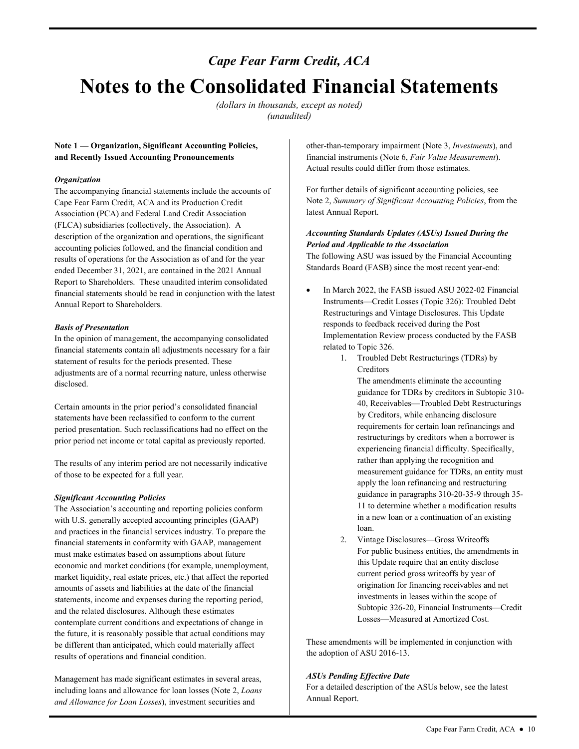*Cape Fear Farm Credit, ACA*

# Notes to the Consolidated Financial Statements

*(dollars in thousands, except as noted)*
*(unaudited)*

**Note 1 — Organization, Significant Accounting Policies, and Recently Issued Accounting Pronouncements**

***Organization***

The accompanying financial statements include the accounts of Cape Fear Farm Credit, ACA and its Production Credit Association (PCA) and Federal Land Credit Association (FLCA) subsidiaries (collectively, the Association). A description of the organization and operations, the significant accounting policies followed, and the financial condition and results of operations for the Association as of and for the year ended December 31, 2021, are contained in the 2021 Annual Report to Shareholders. These unaudited interim consolidated financial statements should be read in conjunction with the latest Annual Report to Shareholders.

***Basis of Presentation***

In the opinion of management, the accompanying consolidated financial statements contain all adjustments necessary for a fair statement of results for the periods presented. These adjustments are of a normal recurring nature, unless otherwise disclosed.

Certain amounts in the prior period's consolidated financial statements have been reclassified to conform to the current period presentation. Such reclassifications had no effect on the prior period net income or total capital as previously reported.

The results of any interim period are not necessarily indicative of those to be expected for a full year.

***Significant Accounting Policies***

The Association's accounting and reporting policies conform with U.S. generally accepted accounting principles (GAAP) and practices in the financial services industry. To prepare the financial statements in conformity with GAAP, management must make estimates based on assumptions about future economic and market conditions (for example, unemployment, market liquidity, real estate prices, etc.) that affect the reported amounts of assets and liabilities at the date of the financial statements, income and expenses during the reporting period, and the related disclosures. Although these estimates contemplate current conditions and expectations of change in the future, it is reasonably possible that actual conditions may be different than anticipated, which could materially affect results of operations and financial condition.

Management has made significant estimates in several areas, including loans and allowance for loan losses (Note 2, *Loans and Allowance for Loan Losses*), investment securities and other-than-temporary impairment (Note 3, *Investments*), and financial instruments (Note 6, *Fair Value Measurement*). Actual results could differ from those estimates.

For further details of significant accounting policies, see Note 2, *Summary of Significant Accounting Policies*, from the latest Annual Report.

***Accounting Standards Updates (ASUs) Issued During the Period and Applicable to the Association***

The following ASU was issued by the Financial Accounting Standards Board (FASB) since the most recent year-end:

- In March 2022, the FASB issued ASU 2022-02 Financial Instruments—Credit Losses (Topic 326): Troubled Debt Restructurings and Vintage Disclosures. This Update responds to feedback received during the Post Implementation Review process conducted by the FASB related to Topic 326.
    1. Troubled Debt Restructurings (TDRs) by Creditors
       The amendments eliminate the accounting guidance for TDRs by creditors in Subtopic 310-40, Receivables—Troubled Debt Restructurings by Creditors, while enhancing disclosure requirements for certain loan refinancings and restructurings by creditors when a borrower is experiencing financial difficulty. Specifically, rather than applying the recognition and measurement guidance for TDRs, an entity must apply the loan refinancing and restructuring guidance in paragraphs 310-20-35-9 through 35-11 to determine whether a modification results in a new loan or a continuation of an existing loan.
    2. Vintage Disclosures—Gross Writeoffs
       For public business entities, the amendments in this Update require that an entity disclose current period gross writeoffs by year of origination for financing receivables and net investments in leases within the scope of Subtopic 326-20, Financial Instruments—Credit Losses—Measured at Amortized Cost.

These amendments will be implemented in conjunction with the adoption of ASU 2016-13.

***ASUs Pending Effective Date***

For a detailed description of the ASUs below, see the latest Annual Report.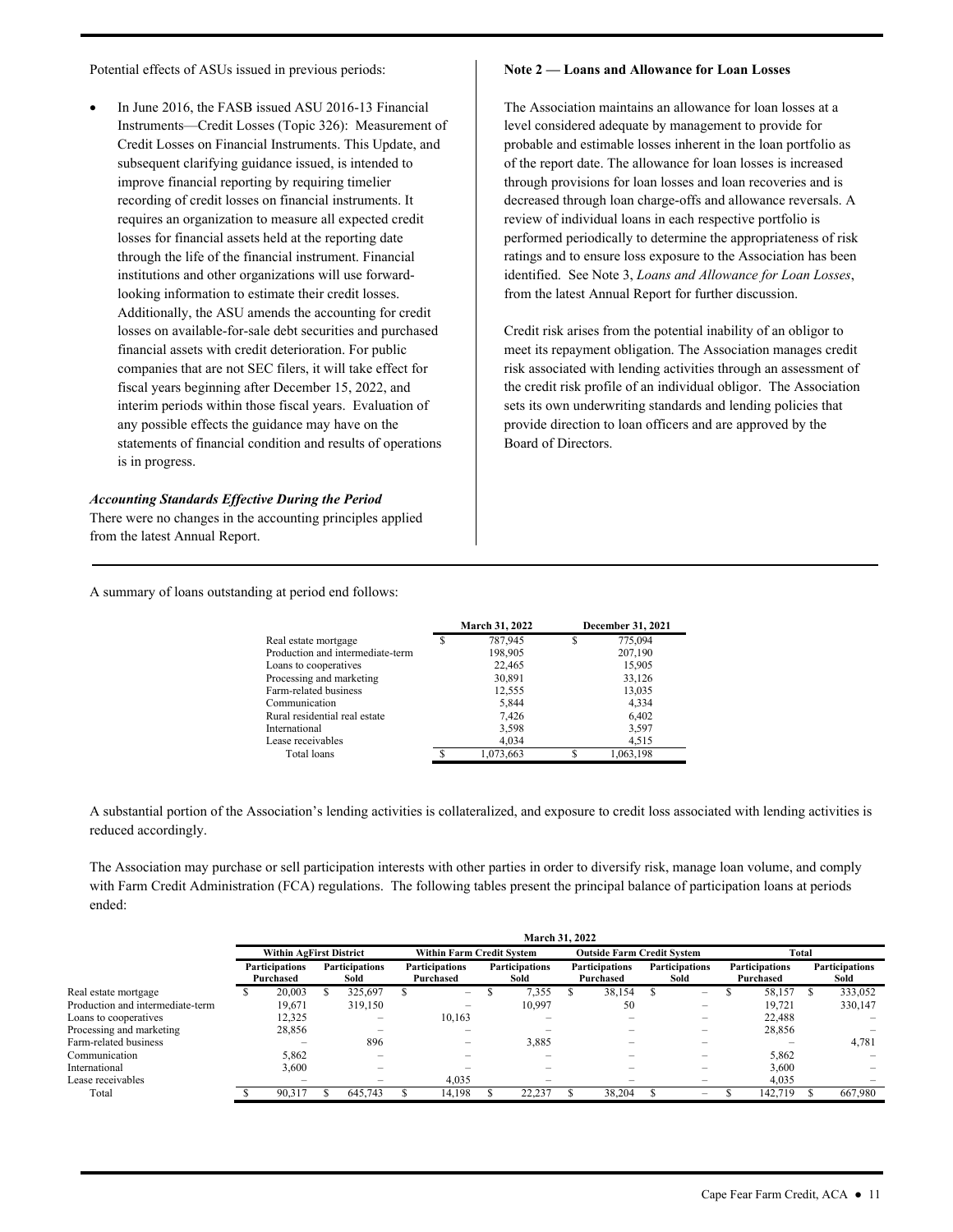Potential effects of ASUs issued in previous periods:

- In June 2016, the FASB issued ASU 2016-13 Financial Instruments—Credit Losses (Topic 326): Measurement of Credit Losses on Financial Instruments. This Update, and subsequent clarifying guidance issued, is intended to improve financial reporting by requiring timelier recording of credit losses on financial instruments. It requires an organization to measure all expected credit losses for financial assets held at the reporting date through the life of the financial instrument. Financial institutions and other organizations will use forward-looking information to estimate their credit losses. Additionally, the ASU amends the accounting for credit losses on available-for-sale debt securities and purchased financial assets with credit deterioration. For public companies that are not SEC filers, it will take effect for fiscal years beginning after December 15, 2022, and interim periods within those fiscal years. Evaluation of any possible effects the guidance may have on the statements of financial condition and results of operations is in progress.

***Accounting Standards Effective During the Period***

There were no changes in the accounting principles applied from the latest Annual Report.

**Note 2 — Loans and Allowance for Loan Losses**

The Association maintains an allowance for loan losses at a level considered adequate by management to provide for probable and estimable losses inherent in the loan portfolio as of the report date. The allowance for loan losses is increased through provisions for loan losses and loan recoveries and is decreased through loan charge-offs and allowance reversals. A review of individual loans in each respective portfolio is performed periodically to determine the appropriateness of risk ratings and to ensure loss exposure to the Association has been identified. See Note 3, *Loans and Allowance for Loan Losses*, from the latest Annual Report for further discussion.

Credit risk arises from the potential inability of an obligor to meet its repayment obligation. The Association manages credit risk associated with lending activities through an assessment of the credit risk profile of an individual obligor. The Association sets its own underwriting standards and lending policies that provide direction to loan officers and are approved by the Board of Directors.

A summary of loans outstanding at period end follows:

| | March 31, 2022 | December 31, 2021 |
|---|---|---|
| Real estate mortgage | $ 787,945 | $ 775,094 |
| Production and intermediate-term | 198,905 | 207,190 |
| Loans to cooperatives | 22,465 | 15,905 |
| Processing and marketing | 30,891 | 33,126 |
| Farm-related business | 12,555 | 13,035 |
| Communication | 5,844 | 4,334 |
| Rural residential real estate | 7,426 | 6,402 |
| International | 3,598 | 3,597 |
| Lease receivables | 4,034 | 4,515 |
| Total loans | $ 1,073,663 | $ 1,063,198 |

A substantial portion of the Association's lending activities is collateralized, and exposure to credit loss associated with lending activities is reduced accordingly.

The Association may purchase or sell participation interests with other parties in order to diversify risk, manage loan volume, and comply with Farm Credit Administration (FCA) regulations. The following tables present the principal balance of participation loans at periods ended:

| | March 31, 2022 | | | | | | | |
|---|---|---|---|---|---|---|---|---|
| | Within AgFirst District | | Within Farm Credit System | | Outside Farm Credit System | | Total | |
| | Participations Purchased | Participations Sold | Participations Purchased | Participations Sold | Participations Purchased | Participations Sold | Participations Purchased | Participations Sold |
| Real estate mortgage | $ 20,003 | $ 325,697 | $ – | $ 7,355 | $ 38,154 | $ – | $ 58,157 | $ 333,052 |
| Production and intermediate-term | 19,671 | 319,150 | – | 10,997 | 50 | – | 19,721 | 330,147 |
| Loans to cooperatives | 12,325 | – | 10,163 | – | – | – | 22,488 | – |
| Processing and marketing | 28,856 | – | – | – | – | – | 28,856 | – |
| Farm-related business | – | 896 | – | 3,885 | – | – | – | 4,781 |
| Communication | 5,862 | – | – | – | – | – | 5,862 | – |
| International | 3,600 | – | – | – | – | – | 3,600 | – |
| Lease receivables | – | – | 4,035 | – | – | – | 4,035 | – |
| Total | $ 90,317 | $ 645,743 | $ 14,198 | $ 22,237 | $ 38,204 | $ – | $ 142,719 | $ 667,980 |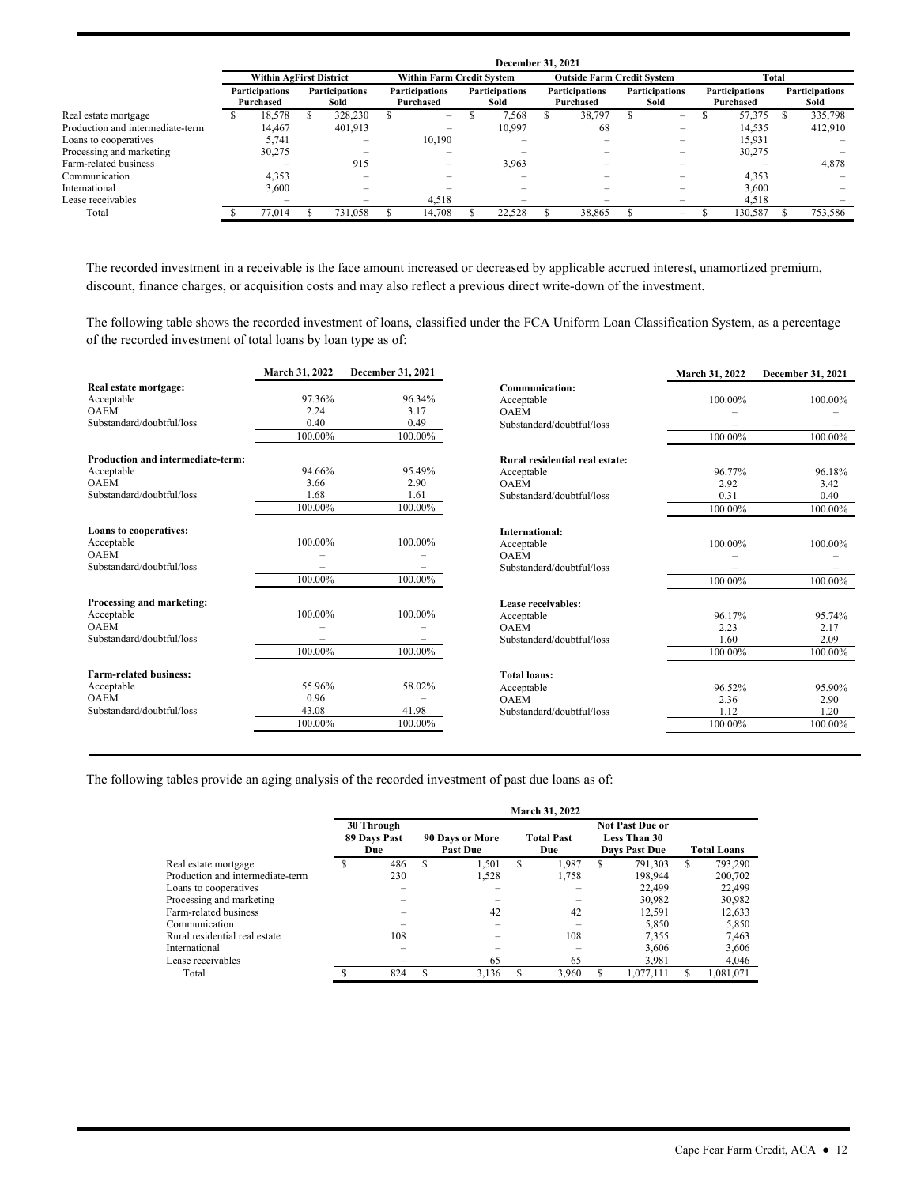| | December 31, 2021 | | | | | | | |
|---|---|---|---|---|---|---|---|---|
| | Within AgFirst District | | Within Farm Credit System | | Outside Farm Credit System | | Total | |
| | Participations Purchased | Participations Sold | Participations Purchased | Participations Sold | Participations Purchased | Participations Sold | Participations Purchased | Participations Sold |
| Real estate mortgage | $ 18,578 | $ 328,230 | $ – | $ 7,568 | $ 38,797 | $ – | $ 57,375 | $ 335,798 |
| Production and intermediate-term | 14,467 | 401,913 | – | 10,997 | 68 | – | 14,535 | 412,910 |
| Loans to cooperatives | 5,741 | – | 10,190 | – | – | – | 15,931 | – |
| Processing and marketing | 30,275 | – | – | – | – | – | 30,275 | – |
| Farm-related business | – | 915 | – | 3,963 | – | – | – | 4,878 |
| Communication | 4,353 | – | – | – | – | – | 4,353 | – |
| International | 3,600 | – | – | – | – | – | 3,600 | – |
| Lease receivables | – | – | 4,518 | – | – | – | 4,518 | – |
| Total | $ 77,014 | $ 731,058 | $ 14,708 | $ 22,528 | $ 38,865 | $ – | $ 130,587 | $ 753,586 |

The recorded investment in a receivable is the face amount increased or decreased by applicable accrued interest, unamortized premium, discount, finance charges, or acquisition costs and may also reflect a previous direct write-down of the investment.

The following table shows the recorded investment of loans, classified under the FCA Uniform Loan Classification System, as a percentage of the recorded investment of total loans by loan type as of:

| | March 31, 2022 | December 31, 2021 |
|---|---|---|
| **Real estate mortgage:** | | |
| Acceptable | 97.36% | 96.34% |
| OAEM | 2.24 | 3.17 |
| Substandard/doubtful/loss | 0.40 | 0.49 |
| | 100.00% | 100.00% |
| **Production and intermediate-term:** | | |
| Acceptable | 94.66% | 95.49% |
| OAEM | 3.66 | 2.90 |
| Substandard/doubtful/loss | 1.68 | 1.61 |
| | 100.00% | 100.00% |
| **Loans to cooperatives:** | | |
| Acceptable | 100.00% | 100.00% |
| OAEM | – | – |
| Substandard/doubtful/loss | – | – |
| | 100.00% | 100.00% |
| **Processing and marketing:** | | |
| Acceptable | 100.00% | 100.00% |
| OAEM | – | – |
| Substandard/doubtful/loss | – | – |
| | 100.00% | 100.00% |
| **Farm-related business:** | | |
| Acceptable | 55.96% | 58.02% |
| OAEM | 0.96 | – |
| Substandard/doubtful/loss | 43.08 | 41.98 |
| | 100.00% | 100.00% |

| | March 31, 2022 | December 31, 2021 |
|---|---|---|
| **Communication:** | | |
| Acceptable | 100.00% | 100.00% |
| OAEM | – | – |
| Substandard/doubtful/loss | – | – |
| | 100.00% | 100.00% |
| **Rural residential real estate:** | | |
| Acceptable | 96.77% | 96.18% |
| OAEM | 2.92 | 3.42 |
| Substandard/doubtful/loss | 0.31 | 0.40 |
| | 100.00% | 100.00% |
| **International:** | | |
| Acceptable | 100.00% | 100.00% |
| OAEM | – | – |
| Substandard/doubtful/loss | – | – |
| | 100.00% | 100.00% |
| **Lease receivables:** | | |
| Acceptable | 96.17% | 95.74% |
| OAEM | 2.23 | 2.17 |
| Substandard/doubtful/loss | 1.60 | 2.09 |
| | 100.00% | 100.00% |
| **Total loans:** | | |
| Acceptable | 96.52% | 95.90% |
| OAEM | 2.36 | 2.90 |
| Substandard/doubtful/loss | 1.12 | 1.20 |
| | 100.00% | 100.00% |

The following tables provide an aging analysis of the recorded investment of past due loans as of:

| | March 31, 2022 | | | | |
|---|---|---|---|---|---|
| | 30 Through 89 Days Past Due | 90 Days or More Past Due | Total Past Due | Not Past Due or Less Than 30 Days Past Due | Total Loans |
| Real estate mortgage | $ 486 | $ 1,501 | $ 1,987 | $ 791,303 | $ 793,290 |
| Production and intermediate-term | 230 | 1,528 | 1,758 | 198,944 | 200,702 |
| Loans to cooperatives | – | – | – | 22,499 | 22,499 |
| Processing and marketing | – | – | – | 30,982 | 30,982 |
| Farm-related business | – | 42 | 42 | 12,591 | 12,633 |
| Communication | – | – | – | 5,850 | 5,850 |
| Rural residential real estate | 108 | – | 108 | 7,355 | 7,463 |
| International | – | – | – | 3,606 | 3,606 |
| Lease receivables | – | 65 | 65 | 3,981 | 4,046 |
| Total | $ 824 | $ 3,136 | $ 3,960 | $ 1,077,111 | $ 1,081,071 |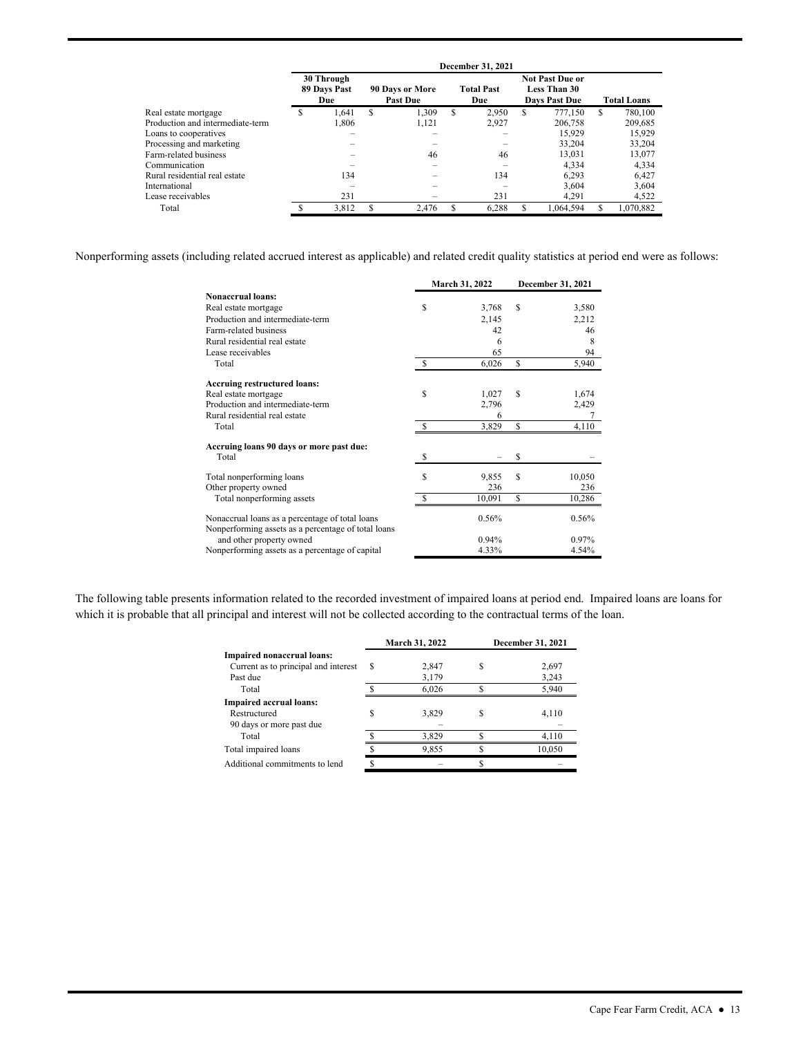| | December 31, 2021 | | | | |
|---|---|---|---|---|---|
| | 30 Through 89 Days Past Due | 90 Days or More Past Due | Total Past Due | Not Past Due or Less Than 30 Days Past Due | Total Loans |
| Real estate mortgage | $ 1,641 | $ 1,309 | $ 2,950 | $ 777,150 | $ 780,100 |
| Production and intermediate-term | 1,806 | 1,121 | 2,927 | 206,758 | 209,685 |
| Loans to cooperatives | – | – | – | 15,929 | 15,929 |
| Processing and marketing | – | – | – | 33,204 | 33,204 |
| Farm-related business | – | 46 | 46 | 13,031 | 13,077 |
| Communication | – | – | – | 4,334 | 4,334 |
| Rural residential real estate | 134 | – | 134 | 6,293 | 6,427 |
| International | – | – | – | 3,604 | 3,604 |
| Lease receivables | 231 | – | 231 | 4,291 | 4,522 |
| Total | $ 3,812 | $ 2,476 | $ 6,288 | $ 1,064,594 | $ 1,070,882 |

Nonperforming assets (including related accrued interest as applicable) and related credit quality statistics at period end were as follows:

| | March 31, 2022 | December 31, 2021 |
|---|---|---|
| **Nonaccrual loans:** | | |
| Real estate mortgage | $ 3,768 | $ 3,580 |
| Production and intermediate-term | 2,145 | 2,212 |
| Farm-related business | 42 | 46 |
| Rural residential real estate | 6 | 8 |
| Lease receivables | 65 | 94 |
| Total | $ 6,026 | $ 5,940 |
| **Accruing restructured loans:** | | |
| Real estate mortgage | $ 1,027 | $ 1,674 |
| Production and intermediate-term | 2,796 | 2,429 |
| Rural residential real estate | 6 | 7 |
| Total | $ 3,829 | $ 4,110 |
| **Accruing loans 90 days or more past due:** | | |
| Total | $ – | $ – |
| Total nonperforming loans | $ 9,855 | $ 10,050 |
| Other property owned | 236 | 236 |
| Total nonperforming assets | $ 10,091 | $ 10,286 |
| Nonaccrual loans as a percentage of total loans | 0.56% | 0.56% |
| Nonperforming assets as a percentage of total loans and other property owned | 0.94% | 0.97% |
| Nonperforming assets as a percentage of capital | 4.33% | 4.54% |

The following table presents information related to the recorded investment of impaired loans at period end. Impaired loans are loans for which it is probable that all principal and interest will not be collected according to the contractual terms of the loan.

| | March 31, 2022 | December 31, 2021 |
|---|---|---|
| **Impaired nonaccrual loans:** | | |
| Current as to principal and interest | $ 2,847 | $ 2,697 |
| Past due | 3,179 | 3,243 |
| Total | $ 6,026 | $ 5,940 |
| **Impaired accrual loans:** | | |
| Restructured | $ 3,829 | $ 4,110 |
| 90 days or more past due | – | – |
| Total | $ 3,829 | $ 4,110 |
| Total impaired loans | $ 9,855 | $ 10,050 |
| Additional commitments to lend | $ – | $ – |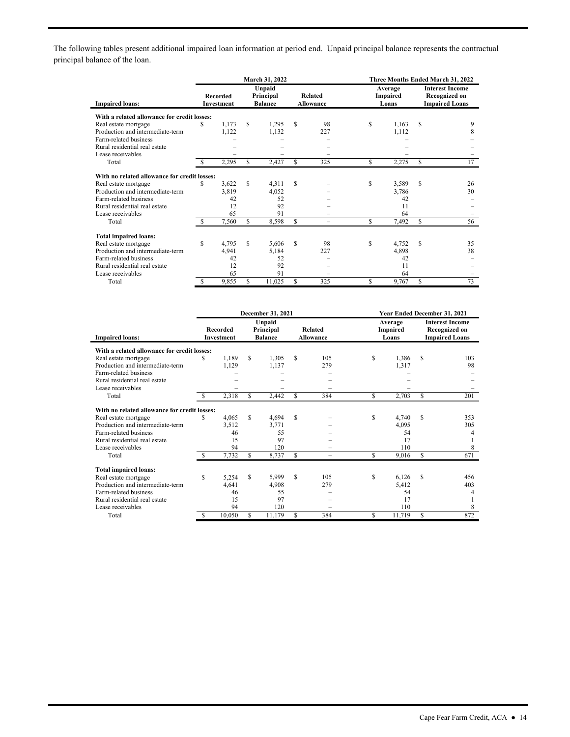The following tables present additional impaired loan information at period end. Unpaid principal balance represents the contractual principal balance of the loan.

| | March 31, 2022 | | | Three Months Ended March 31, 2022 | |
|---|---|---|---|---|---|
| Impaired loans: | Recorded Investment | Unpaid Principal Balance | Related Allowance | Average Impaired Loans | Interest Income Recognized on Impaired Loans |
| **With a related allowance for credit losses:** | | | | | |
| Real estate mortgage | $ 1,173 | $ 1,295 | $ 98 | $ 1,163 | $ 9 |
| Production and intermediate-term | 1,122 | 1,132 | 227 | 1,112 | 8 |
| Farm-related business | – | – | – | – | – |
| Rural residential real estate | – | – | – | – | – |
| Lease receivables | – | – | – | – | – |
| Total | $ 2,295 | $ 2,427 | $ 325 | $ 2,275 | $ 17 |
| **With no related allowance for credit losses:** | | | | | |
| Real estate mortgage | $ 3,622 | $ 4,311 | $ – | $ 3,589 | $ 26 |
| Production and intermediate-term | 3,819 | 4,052 | – | 3,786 | 30 |
| Farm-related business | 42 | 52 | – | 42 | – |
| Rural residential real estate | 12 | 92 | – | 11 | – |
| Lease receivables | 65 | 91 | – | 64 | – |
| Total | $ 7,560 | $ 8,598 | $ – | $ 7,492 | $ 56 |
| **Total impaired loans:** | | | | | |
| Real estate mortgage | $ 4,795 | $ 5,606 | $ 98 | $ 4,752 | $ 35 |
| Production and intermediate-term | 4,941 | 5,184 | 227 | 4,898 | 38 |
| Farm-related business | 42 | 52 | – | 42 | – |
| Rural residential real estate | 12 | 92 | – | 11 | – |
| Lease receivables | 65 | 91 | – | 64 | – |
| Total | $ 9,855 | $ 11,025 | $ 325 | $ 9,767 | $ 73 |

| | December 31, 2021 | | | Year Ended December 31, 2021 | |
|---|---|---|---|---|---|
| Impaired loans: | Recorded Investment | Unpaid Principal Balance | Related Allowance | Average Impaired Loans | Interest Income Recognized on Impaired Loans |
| **With a related allowance for credit losses:** | | | | | |
| Real estate mortgage | $ 1,189 | $ 1,305 | $ 105 | $ 1,386 | $ 103 |
| Production and intermediate-term | 1,129 | 1,137 | 279 | 1,317 | 98 |
| Farm-related business | – | – | – | – | – |
| Rural residential real estate | – | – | – | – | – |
| Lease receivables | – | – | – | – | – |
| Total | $ 2,318 | $ 2,442 | $ 384 | $ 2,703 | $ 201 |
| **With no related allowance for credit losses:** | | | | | |
| Real estate mortgage | $ 4,065 | $ 4,694 | $ – | $ 4,740 | $ 353 |
| Production and intermediate-term | 3,512 | 3,771 | – | 4,095 | 305 |
| Farm-related business | 46 | 55 | – | 54 | 4 |
| Rural residential real estate | 15 | 97 | – | 17 | 1 |
| Lease receivables | 94 | 120 | – | 110 | 8 |
| Total | $ 7,732 | $ 8,737 | $ – | $ 9,016 | $ 671 |
| **Total impaired loans:** | | | | | |
| Real estate mortgage | $ 5,254 | $ 5,999 | $ 105 | $ 6,126 | $ 456 |
| Production and intermediate-term | 4,641 | 4,908 | 279 | 5,412 | 403 |
| Farm-related business | 46 | 55 | – | 54 | 4 |
| Rural residential real estate | 15 | 97 | – | 17 | 1 |
| Lease receivables | 94 | 120 | – | 110 | 8 |
| Total | $ 10,050 | $ 11,179 | $ 384 | $ 11,719 | $ 872 |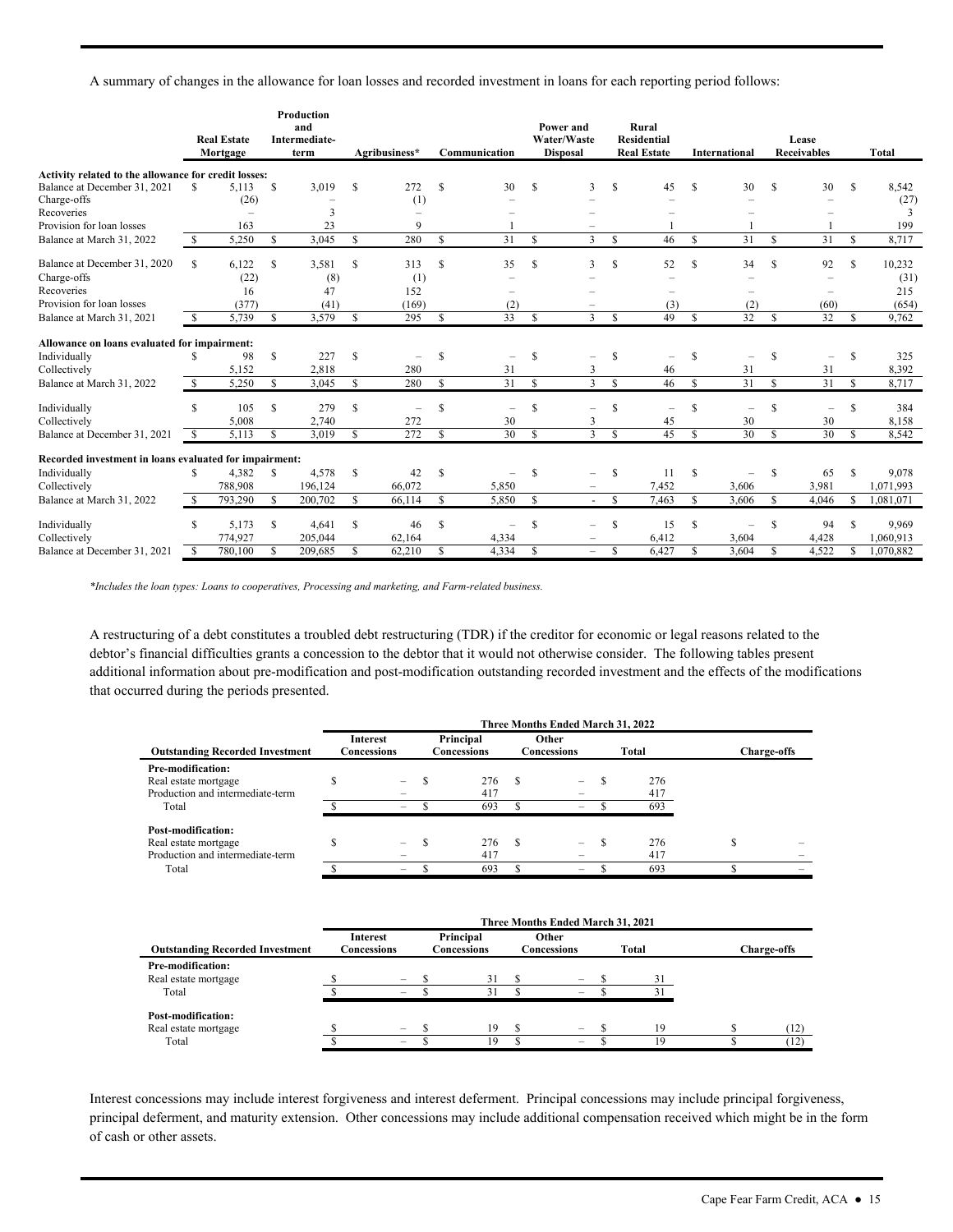A summary of changes in the allowance for loan losses and recorded investment in loans for each reporting period follows:

| | Real Estate Mortgage | Production and Intermediate-term | Agribusiness* | Communication | Power and Water/Waste Disposal | Rural Residential Real Estate | International | Lease Receivables | Total |
|---|---|---|---|---|---|---|---|---|---|
| **Activity related to the allowance for credit losses:** | | | | | | | | | |
| Balance at December 31, 2021 | $ 5,113 | $ 3,019 | $ 272 | $ 30 | $ 3 | $ 45 | $ 30 | $ 30 | $ 8,542 |
| Charge-offs | (26) | – | (1) | – | – | – | – | – | (27) |
| Recoveries | – | 3 | – | – | – | – | – | – | 3 |
| Provision for loan losses | 163 | 23 | 9 | 1 | – | 1 | 1 | 1 | 199 |
| Balance at March 31, 2022 | $ 5,250 | $ 3,045 | $ 280 | $ 31 | $ 3 | $ 46 | $ 31 | $ 31 | $ 8,717 |
| Balance at December 31, 2020 | $ 6,122 | $ 3,581 | $ 313 | $ 35 | $ 3 | $ 52 | $ 34 | $ 92 | $ 10,232 |
| Charge-offs | (22) | (8) | (1) | – | – | – | – | – | (31) |
| Recoveries | 16 | 47 | 152 | – | – | – | – | – | 215 |
| Provision for loan losses | (377) | (41) | (169) | (2) | – | (3) | (2) | (60) | (654) |
| Balance at March 31, 2021 | $ 5,739 | $ 3,579 | $ 295 | $ 33 | $ 3 | $ 49 | $ 32 | $ 32 | $ 9,762 |
| **Allowance on loans evaluated for impairment:** | | | | | | | | | |
| Individually | $ 98 | $ 227 | $ – | $ – | $ – | $ – | $ – | $ – | $ 325 |
| Collectively | 5,152 | 2,818 | 280 | 31 | 3 | 46 | 31 | 31 | 8,392 |
| Balance at March 31, 2022 | $ 5,250 | $ 3,045 | $ 280 | $ 31 | $ 3 | $ 46 | $ 31 | $ 31 | $ 8,717 |
| Individually | $ 105 | $ 279 | $ – | $ – | $ – | $ – | $ – | $ – | $ 384 |
| Collectively | 5,008 | 2,740 | 272 | 30 | 3 | 45 | 30 | 30 | 8,158 |
| Balance at December 31, 2021 | $ 5,113 | $ 3,019 | $ 272 | $ 30 | $ 3 | $ 45 | $ 30 | $ 30 | $ 8,542 |
| **Recorded investment in loans evaluated for impairment:** | | | | | | | | | |
| Individually | $ 4,382 | $ 4,578 | $ 42 | $ – | $ – | $ 11 | $ – | $ 65 | $ 9,078 |
| Collectively | 788,908 | 196,124 | 66,072 | 5,850 | – | 7,452 | 3,606 | 3,981 | 1,071,993 |
| Balance at March 31, 2022 | $ 793,290 | $ 200,702 | $ 66,114 | $ 5,850 | $ - | $ 7,463 | $ 3,606 | $ 4,046 | $ 1,081,071 |
| Individually | $ 5,173 | $ 4,641 | $ 46 | $ – | $ – | $ 15 | $ – | $ 94 | $ 9,969 |
| Collectively | 774,927 | 205,044 | 62,164 | 4,334 | – | 6,412 | 3,604 | 4,428 | 1,060,913 |
| Balance at December 31, 2021 | $ 780,100 | $ 209,685 | $ 62,210 | $ 4,334 | $ – | $ 6,427 | $ 3,604 | $ 4,522 | $ 1,070,882 |

*Includes the loan types: Loans to cooperatives, Processing and marketing, and Farm-related business.*

A restructuring of a debt constitutes a troubled debt restructuring (TDR) if the creditor for economic or legal reasons related to the debtor's financial difficulties grants a concession to the debtor that it would not otherwise consider. The following tables present additional information about pre-modification and post-modification outstanding recorded investment and the effects of the modifications that occurred during the periods presented.

| | Three Months Ended March 31, 2022 | | | | |
|---|---|---|---|---|---|
| **Outstanding Recorded Investment** | **Interest Concessions** | **Principal Concessions** | **Other Concessions** | **Total** | **Charge-offs** |
| **Pre-modification:** | | | | | |
| Real estate mortgage | $ – | $ 276 | $ – | $ 276 | |
| Production and intermediate-term | – | 417 | – | 417 | |
| Total | $ – | $ 693 | $ – | $ 693 | |
| **Post-modification:** | | | | | |
| Real estate mortgage | $ – | $ 276 | $ – | $ 276 | $ – |
| Production and intermediate-term | – | 417 | – | 417 | – |
| Total | $ – | $ 693 | $ – | $ 693 | $ – |

| | Three Months Ended March 31, 2021 | | | | |
|---|---|---|---|---|---|
| **Outstanding Recorded Investment** | **Interest Concessions** | **Principal Concessions** | **Other Concessions** | **Total** | **Charge-offs** |
| **Pre-modification:** | | | | | |
| Real estate mortgage | $ – | $ 31 | $ – | $ 31 | |
| Total | $ – | $ 31 | $ – | $ 31 | |
| **Post-modification:** | | | | | |
| Real estate mortgage | $ – | $ 19 | $ – | $ 19 | $ (12) |
| Total | $ – | $ 19 | $ – | $ 19 | $ (12) |

Interest concessions may include interest forgiveness and interest deferment. Principal concessions may include principal forgiveness, principal deferment, and maturity extension. Other concessions may include additional compensation received which might be in the form of cash or other assets.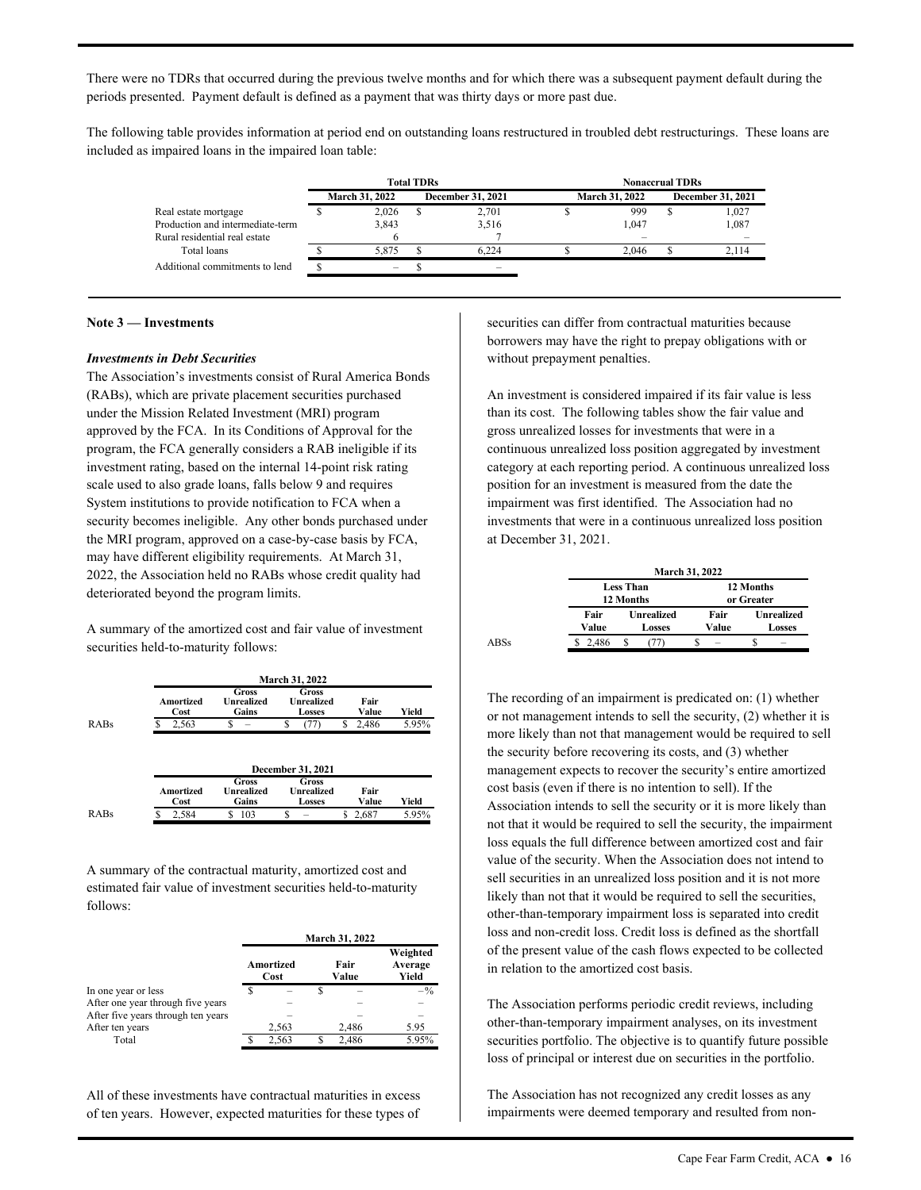There were no TDRs that occurred during the previous twelve months and for which there was a subsequent payment default during the periods presented. Payment default is defined as a payment that was thirty days or more past due.

The following table provides information at period end on outstanding loans restructured in troubled debt restructurings. These loans are included as impaired loans in the impaired loan table:

| | Total TDRs | | Nonaccrual TDRs | |
|---|---|---|---|---|
| | March 31, 2022 | December 31, 2021 | March 31, 2022 | December 31, 2021 |
| Real estate mortgage | $ 2,026 | $ 2,701 | $ 999 | $ 1,027 |
| Production and intermediate-term | 3,843 | 3,516 | 1,047 | 1,087 |
| Rural residential real estate | 6 | 7 | – | – |
| Total loans | $ 5,875 | $ 6,224 | $ 2,046 | $ 2,114 |
| Additional commitments to lend | $ – | $ – | | |

## Note 3 — Investments

### *Investments in Debt Securities*

The Association's investments consist of Rural America Bonds (RABs), which are private placement securities purchased under the Mission Related Investment (MRI) program approved by the FCA. In its Conditions of Approval for the program, the FCA generally considers a RAB ineligible if its investment rating, based on the internal 14-point risk rating scale used to also grade loans, falls below 9 and requires System institutions to provide notification to FCA when a security becomes ineligible. Any other bonds purchased under the MRI program, approved on a case-by-case basis by FCA, may have different eligibility requirements. At March 31, 2022, the Association held no RABs whose credit quality had deteriorated beyond the program limits.

A summary of the amortized cost and fair value of investment securities held-to-maturity follows:

| | March 31, 2022 | | | | |
|---|---|---|---|---|---|
| | Amortized Cost | Gross Unrealized Gains | Gross Unrealized Losses | Fair Value | Yield |
| RABs | $ 2,563 | $ – | $ (77) | $ 2,486 | 5.95% |

| | December 31, 2021 | | | | |
|---|---|---|---|---|---|
| | Amortized Cost | Gross Unrealized Gains | Gross Unrealized Losses | Fair Value | Yield |
| RABs | $ 2,584 | $ 103 | $ – | $ 2,687 | 5.95% |

A summary of the contractual maturity, amortized cost and estimated fair value of investment securities held-to-maturity follows:

| | March 31, 2022 | | |
|---|---|---|---|
| | Amortized Cost | Fair Value | Weighted Average Yield |
| In one year or less | $ – | $ – | –% |
| After one year through five years | – | – | – |
| After five years through ten years | – | – | – |
| After ten years | 2,563 | 2,486 | 5.95 |
| Total | $ 2,563 | $ 2,486 | 5.95% |

All of these investments have contractual maturities in excess of ten years. However, expected maturities for these types of securities can differ from contractual maturities because borrowers may have the right to prepay obligations with or without prepayment penalties.

An investment is considered impaired if its fair value is less than its cost. The following tables show the fair value and gross unrealized losses for investments that were in a continuous unrealized loss position aggregated by investment category at each reporting period. A continuous unrealized loss position for an investment is measured from the date the impairment was first identified. The Association had no investments that were in a continuous unrealized loss position at December 31, 2021.

| | March 31, 2022 | | | |
|---|---|---|---|---|
| | Less Than 12 Months | | 12 Months or Greater | |
| | Fair Value | Unrealized Losses | Fair Value | Unrealized Losses |
| ABSs | $ 2,486 | $ (77) | $ – | $ – |

The recording of an impairment is predicated on: (1) whether or not management intends to sell the security, (2) whether it is more likely than not that management would be required to sell the security before recovering its costs, and (3) whether management expects to recover the security's entire amortized cost basis (even if there is no intention to sell). If the Association intends to sell the security or it is more likely than not that it would be required to sell the security, the impairment loss equals the full difference between amortized cost and fair value of the security. When the Association does not intend to sell securities in an unrealized loss position and it is not more likely than not that it would be required to sell the securities, other-than-temporary impairment loss is separated into credit loss and non-credit loss. Credit loss is defined as the shortfall of the present value of the cash flows expected to be collected in relation to the amortized cost basis.

The Association performs periodic credit reviews, including other-than-temporary impairment analyses, on its investment securities portfolio. The objective is to quantify future possible loss of principal or interest due on securities in the portfolio.

The Association has not recognized any credit losses as any impairments were deemed temporary and resulted from non-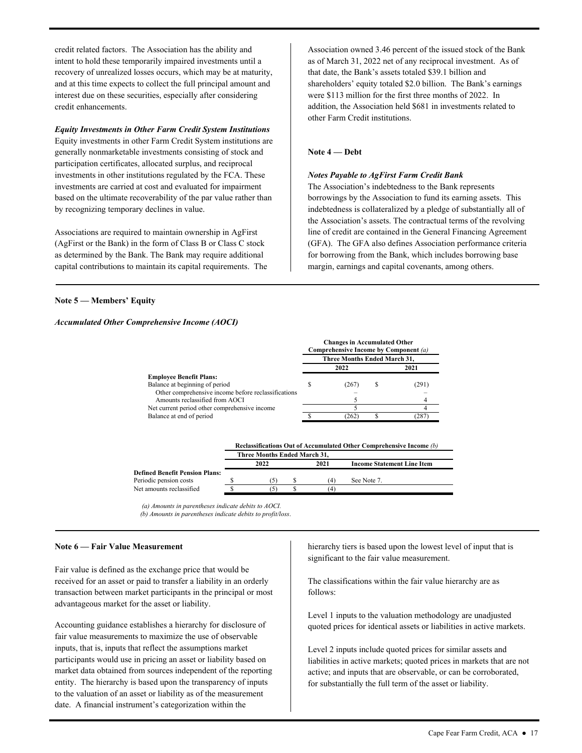credit related factors. The Association has the ability and intent to hold these temporarily impaired investments until a recovery of unrealized losses occurs, which may be at maturity, and at this time expects to collect the full principal amount and interest due on these securities, especially after considering credit enhancements.

***Equity Investments in Other Farm Credit System Institutions***

Equity investments in other Farm Credit System institutions are generally nonmarketable investments consisting of stock and participation certificates, allocated surplus, and reciprocal investments in other institutions regulated by the FCA. These investments are carried at cost and evaluated for impairment based on the ultimate recoverability of the par value rather than by recognizing temporary declines in value.

Associations are required to maintain ownership in AgFirst (AgFirst or the Bank) in the form of Class B or Class C stock as determined by the Bank. The Bank may require additional capital contributions to maintain its capital requirements. The Association owned 3.46 percent of the issued stock of the Bank as of March 31, 2022 net of any reciprocal investment. As of that date, the Bank's assets totaled $39.1 billion and shareholders' equity totaled $2.0 billion. The Bank's earnings were $113 million for the first three months of 2022. In addition, the Association held $681 in investments related to other Farm Credit institutions.

**Note 4 — Debt**

***Notes Payable to AgFirst Farm Credit Bank***

The Association's indebtedness to the Bank represents borrowings by the Association to fund its earning assets. This indebtedness is collateralized by a pledge of substantially all of the Association's assets. The contractual terms of the revolving line of credit are contained in the General Financing Agreement (GFA). The GFA also defines Association performance criteria for borrowing from the Bank, which includes borrowing base margin, earnings and capital covenants, among others.

**Note 5 — Members' Equity**

***Accumulated Other Comprehensive Income (AOCI)***

| | Changes in Accumulated Other Comprehensive Income by Component *(a)* | |
|---|---|---|
| | Three Months Ended March 31, | |
| | 2022 | 2021 |
| **Employee Benefit Plans:** | | |
| Balance at beginning of period | $ (267) | $ (291) |
| Other comprehensive income before reclassifications | – | – |
| Amounts reclassified from AOCI | 5 | 4 |
| Net current period other comprehensive income | 5 | 4 |
| Balance at end of period | $ (262) | $ (287) |

| | Reclassifications Out of Accumulated Other Comprehensive Income *(b)* | | |
|---|---|---|---|
| | Three Months Ended March 31, | | |
| | 2022 | 2021 | Income Statement Line Item |
| **Defined Benefit Pension Plans:** | | | |
| Periodic pension costs | $ (5) | $ (4) | See Note 7. |
| Net amounts reclassified | $ (5) | $ (4) | |

*(a) Amounts in parentheses indicate debits to AOCI.*
*(b) Amounts in parentheses indicate debits to profit/loss.*

**Note 6 — Fair Value Measurement**

Fair value is defined as the exchange price that would be received for an asset or paid to transfer a liability in an orderly transaction between market participants in the principal or most advantageous market for the asset or liability.

Accounting guidance establishes a hierarchy for disclosure of fair value measurements to maximize the use of observable inputs, that is, inputs that reflect the assumptions market participants would use in pricing an asset or liability based on market data obtained from sources independent of the reporting entity. The hierarchy is based upon the transparency of inputs to the valuation of an asset or liability as of the measurement date. A financial instrument's categorization within the hierarchy tiers is based upon the lowest level of input that is significant to the fair value measurement.

The classifications within the fair value hierarchy are as follows:

Level 1 inputs to the valuation methodology are unadjusted quoted prices for identical assets or liabilities in active markets.

Level 2 inputs include quoted prices for similar assets and liabilities in active markets; quoted prices in markets that are not active; and inputs that are observable, or can be corroborated, for substantially the full term of the asset or liability.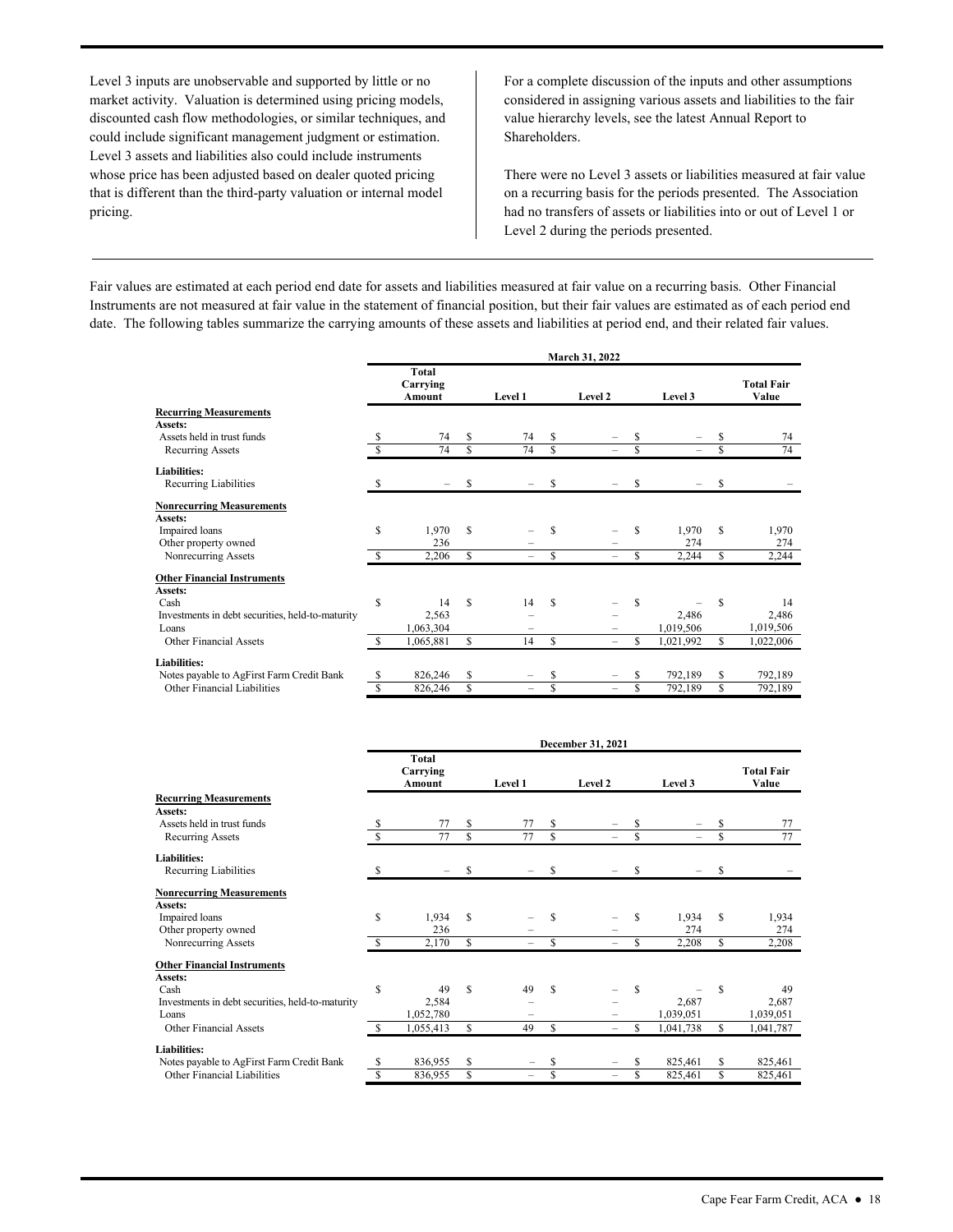Level 3 inputs are unobservable and supported by little or no market activity. Valuation is determined using pricing models, discounted cash flow methodologies, or similar techniques, and could include significant management judgment or estimation. Level 3 assets and liabilities also could include instruments whose price has been adjusted based on dealer quoted pricing that is different than the third-party valuation or internal model pricing.

For a complete discussion of the inputs and other assumptions considered in assigning various assets and liabilities to the fair value hierarchy levels, see the latest Annual Report to Shareholders.

There were no Level 3 assets or liabilities measured at fair value on a recurring basis for the periods presented. The Association had no transfers of assets or liabilities into or out of Level 1 or Level 2 during the periods presented.

Fair values are estimated at each period end date for assets and liabilities measured at fair value on a recurring basis. Other Financial Instruments are not measured at fair value in the statement of financial position, but their fair values are estimated as of each period end date. The following tables summarize the carrying amounts of these assets and liabilities at period end, and their related fair values.

| | March 31, 2022 | | | | |
|---|---|---|---|---|---|
| | Total Carrying Amount | Level 1 | Level 2 | Level 3 | Total Fair Value |
| **Recurring Measurements** | | | | | |
| **Assets:** | | | | | |
| Assets held in trust funds | $ 74 | $ 74 | $ – | $ – | $ 74 |
| Recurring Assets | $ 74 | $ 74 | $ – | $ – | $ 74 |
| **Liabilities:** | | | | | |
| Recurring Liabilities | $ – | $ – | $ – | $ – | $ – |
| **Nonrecurring Measurements** | | | | | |
| **Assets:** | | | | | |
| Impaired loans | $ 1,970 | $ – | $ – | $ 1,970 | $ 1,970 |
| Other property owned | 236 | – | – | 274 | 274 |
| Nonrecurring Assets | $ 2,206 | $ – | $ – | $ 2,244 | $ 2,244 |
| **Other Financial Instruments** | | | | | |
| **Assets:** | | | | | |
| Cash | $ 14 | $ 14 | $ – | $ – | $ 14 |
| Investments in debt securities, held-to-maturity | 2,563 | – | – | 2,486 | 2,486 |
| Loans | 1,063,304 | – | – | 1,019,506 | 1,019,506 |
| Other Financial Assets | $ 1,065,881 | $ 14 | $ – | $ 1,021,992 | $ 1,022,006 |
| **Liabilities:** | | | | | |
| Notes payable to AgFirst Farm Credit Bank | $ 826,246 | $ – | $ – | $ 792,189 | $ 792,189 |
| Other Financial Liabilities | $ 826,246 | $ – | $ – | $ 792,189 | $ 792,189 |

| | December 31, 2021 | | | | |
|---|---|---|---|---|---|
| | Total Carrying Amount | Level 1 | Level 2 | Level 3 | Total Fair Value |
| **Recurring Measurements** | | | | | |
| **Assets:** | | | | | |
| Assets held in trust funds | $ 77 | $ 77 | $ – | $ – | $ 77 |
| Recurring Assets | $ 77 | $ 77 | $ – | $ – | $ 77 |
| **Liabilities:** | | | | | |
| Recurring Liabilities | $ – | $ – | $ – | $ – | $ – |
| **Nonrecurring Measurements** | | | | | |
| **Assets:** | | | | | |
| Impaired loans | $ 1,934 | $ – | $ – | $ 1,934 | $ 1,934 |
| Other property owned | 236 | – | – | 274 | 274 |
| Nonrecurring Assets | $ 2,170 | $ – | $ – | $ 2,208 | $ 2,208 |
| **Other Financial Instruments** | | | | | |
| **Assets:** | | | | | |
| Cash | $ 49 | $ 49 | $ – | $ – | $ 49 |
| Investments in debt securities, held-to-maturity | 2,584 | – | – | 2,687 | 2,687 |
| Loans | 1,052,780 | – | – | 1,039,051 | 1,039,051 |
| Other Financial Assets | $ 1,055,413 | $ 49 | $ – | $ 1,041,738 | $ 1,041,787 |
| **Liabilities:** | | | | | |
| Notes payable to AgFirst Farm Credit Bank | $ 836,955 | $ – | $ – | $ 825,461 | $ 825,461 |
| Other Financial Liabilities | $ 836,955 | $ – | $ – | $ 825,461 | $ 825,461 |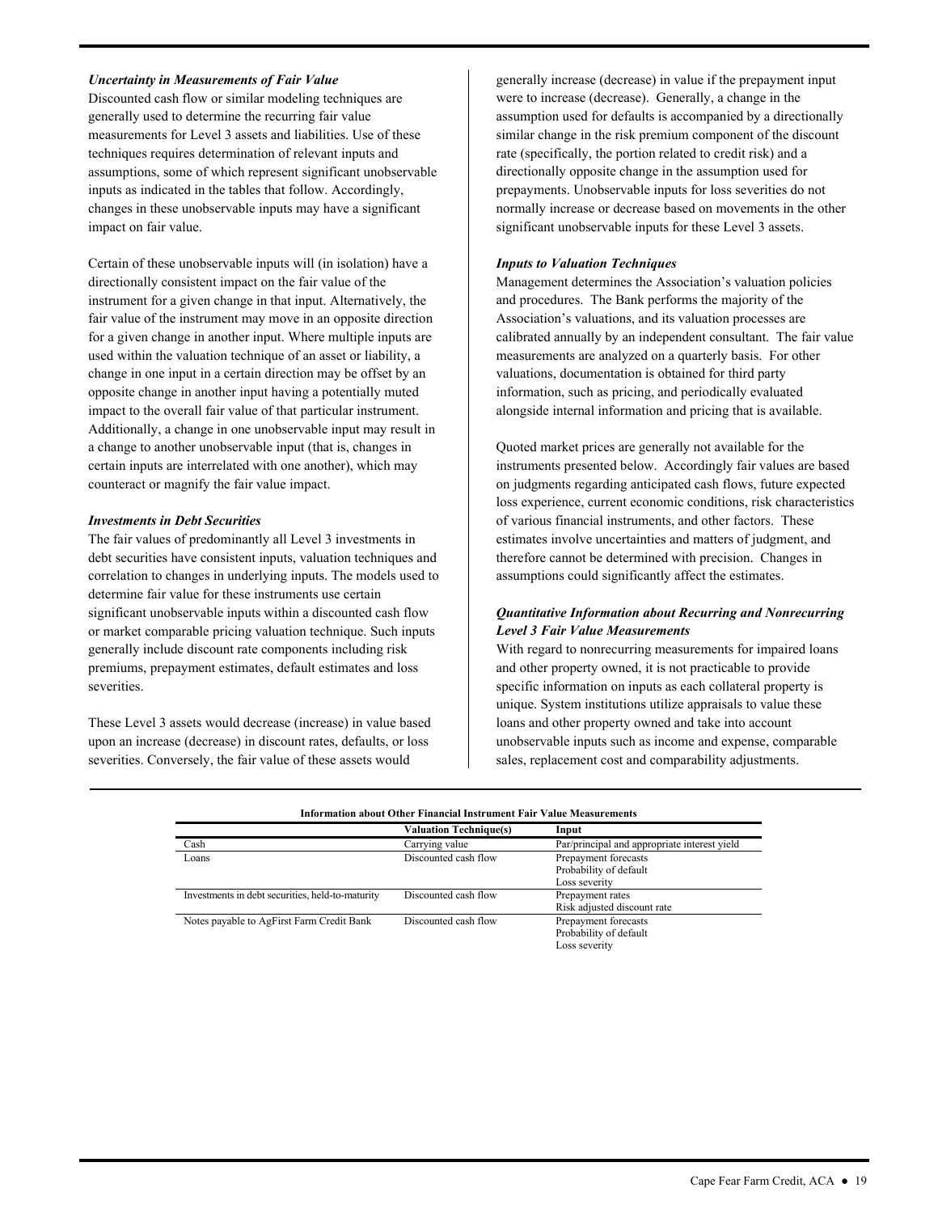***Uncertainty in Measurements of Fair Value***

Discounted cash flow or similar modeling techniques are generally used to determine the recurring fair value measurements for Level 3 assets and liabilities. Use of these techniques requires determination of relevant inputs and assumptions, some of which represent significant unobservable inputs as indicated in the tables that follow. Accordingly, changes in these unobservable inputs may have a significant impact on fair value.

Certain of these unobservable inputs will (in isolation) have a directionally consistent impact on the fair value of the instrument for a given change in that input. Alternatively, the fair value of the instrument may move in an opposite direction for a given change in another input. Where multiple inputs are used within the valuation technique of an asset or liability, a change in one input in a certain direction may be offset by an opposite change in another input having a potentially muted impact to the overall fair value of that particular instrument. Additionally, a change in one unobservable input may result in a change to another unobservable input (that is, changes in certain inputs are interrelated with one another), which may counteract or magnify the fair value impact.

***Investments in Debt Securities***

The fair values of predominantly all Level 3 investments in debt securities have consistent inputs, valuation techniques and correlation to changes in underlying inputs. The models used to determine fair value for these instruments use certain significant unobservable inputs within a discounted cash flow or market comparable pricing valuation technique. Such inputs generally include discount rate components including risk premiums, prepayment estimates, default estimates and loss severities.

These Level 3 assets would decrease (increase) in value based upon an increase (decrease) in discount rates, defaults, or loss severities. Conversely, the fair value of these assets would generally increase (decrease) in value if the prepayment input were to increase (decrease). Generally, a change in the assumption used for defaults is accompanied by a directionally similar change in the risk premium component of the discount rate (specifically, the portion related to credit risk) and a directionally opposite change in the assumption used for prepayments. Unobservable inputs for loss severities do not normally increase or decrease based on movements in the other significant unobservable inputs for these Level 3 assets.

***Inputs to Valuation Techniques***

Management determines the Association's valuation policies and procedures. The Bank performs the majority of the Association's valuations, and its valuation processes are calibrated annually by an independent consultant. The fair value measurements are analyzed on a quarterly basis. For other valuations, documentation is obtained for third party information, such as pricing, and periodically evaluated alongside internal information and pricing that is available.

Quoted market prices are generally not available for the instruments presented below. Accordingly fair values are based on judgments regarding anticipated cash flows, future expected loss experience, current economic conditions, risk characteristics of various financial instruments, and other factors. These estimates involve uncertainties and matters of judgment, and therefore cannot be determined with precision. Changes in assumptions could significantly affect the estimates.

***Quantitative Information about Recurring and Nonrecurring Level 3 Fair Value Measurements***

With regard to nonrecurring measurements for impaired loans and other property owned, it is not practicable to provide specific information on inputs as each collateral property is unique. System institutions utilize appraisals to value these loans and other property owned and take into account unobservable inputs such as income and expense, comparable sales, replacement cost and comparability adjustments.

**Information about Other Financial Instrument Fair Value Measurements**

| | Valuation Technique(s) | Input |
|---|---|---|
| Cash | Carrying value | Par/principal and appropriate interest yield |
| Loans | Discounted cash flow | Prepayment forecasts<br>Probability of default<br>Loss severity |
| Investments in debt securities, held-to-maturity | Discounted cash flow | Prepayment rates<br>Risk adjusted discount rate |
| Notes payable to AgFirst Farm Credit Bank | Discounted cash flow | Prepayment forecasts<br>Probability of default<br>Loss severity |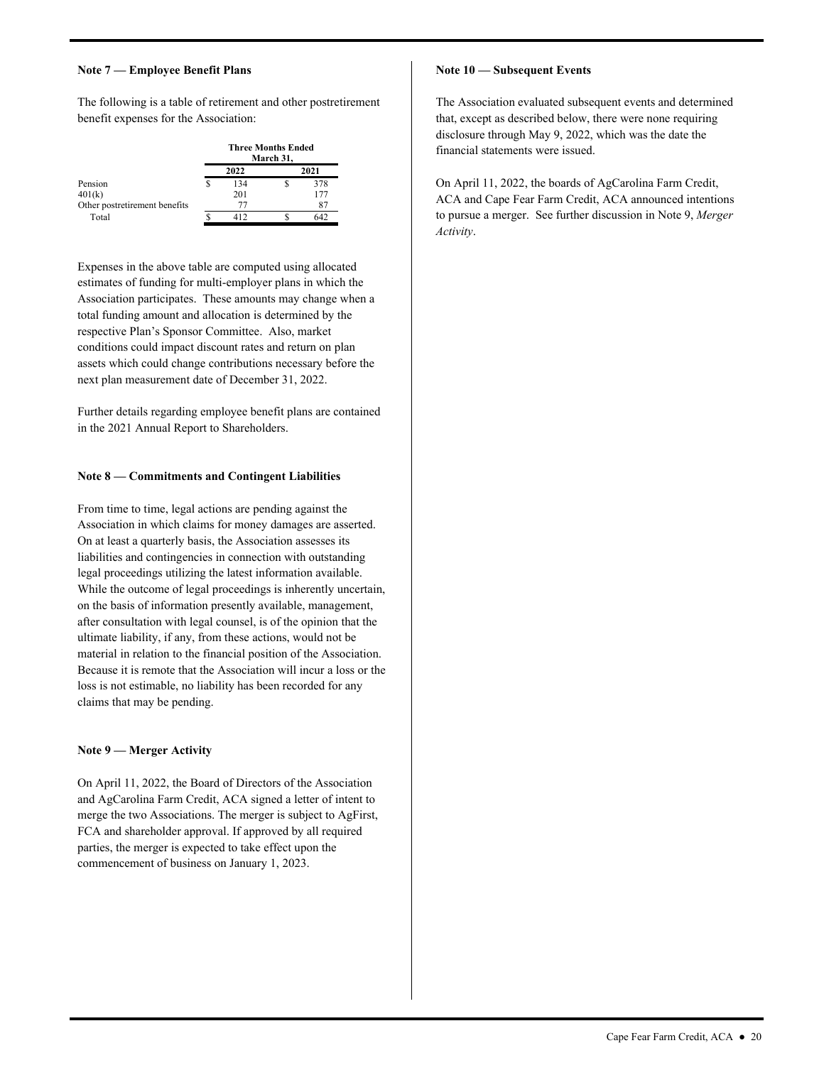**Note 7 — Employee Benefit Plans**

The following is a table of retirement and other postretirement benefit expenses for the Association:

| | Three Months Ended March 31, | |
|---|---|---|
| | 2022 | 2021 |
| Pension | $ 134 | $ 378 |
| 401(k) | 201 | 177 |
| Other postretirement benefits | 77 | 87 |
| Total | $ 412 | $ 642 |

Expenses in the above table are computed using allocated estimates of funding for multi-employer plans in which the Association participates. These amounts may change when a total funding amount and allocation is determined by the respective Plan's Sponsor Committee. Also, market conditions could impact discount rates and return on plan assets which could change contributions necessary before the next plan measurement date of December 31, 2022.

Further details regarding employee benefit plans are contained in the 2021 Annual Report to Shareholders.

**Note 8 — Commitments and Contingent Liabilities**

From time to time, legal actions are pending against the Association in which claims for money damages are asserted. On at least a quarterly basis, the Association assesses its liabilities and contingencies in connection with outstanding legal proceedings utilizing the latest information available. While the outcome of legal proceedings is inherently uncertain, on the basis of information presently available, management, after consultation with legal counsel, is of the opinion that the ultimate liability, if any, from these actions, would not be material in relation to the financial position of the Association. Because it is remote that the Association will incur a loss or the loss is not estimable, no liability has been recorded for any claims that may be pending.

**Note 9 — Merger Activity**

On April 11, 2022, the Board of Directors of the Association and AgCarolina Farm Credit, ACA signed a letter of intent to merge the two Associations. The merger is subject to AgFirst, FCA and shareholder approval. If approved by all required parties, the merger is expected to take effect upon the commencement of business on January 1, 2023.

**Note 10 — Subsequent Events**

The Association evaluated subsequent events and determined that, except as described below, there were none requiring disclosure through May 9, 2022, which was the date the financial statements were issued.

On April 11, 2022, the boards of AgCarolina Farm Credit, ACA and Cape Fear Farm Credit, ACA announced intentions to pursue a merger. See further discussion in Note 9, *Merger Activity*.